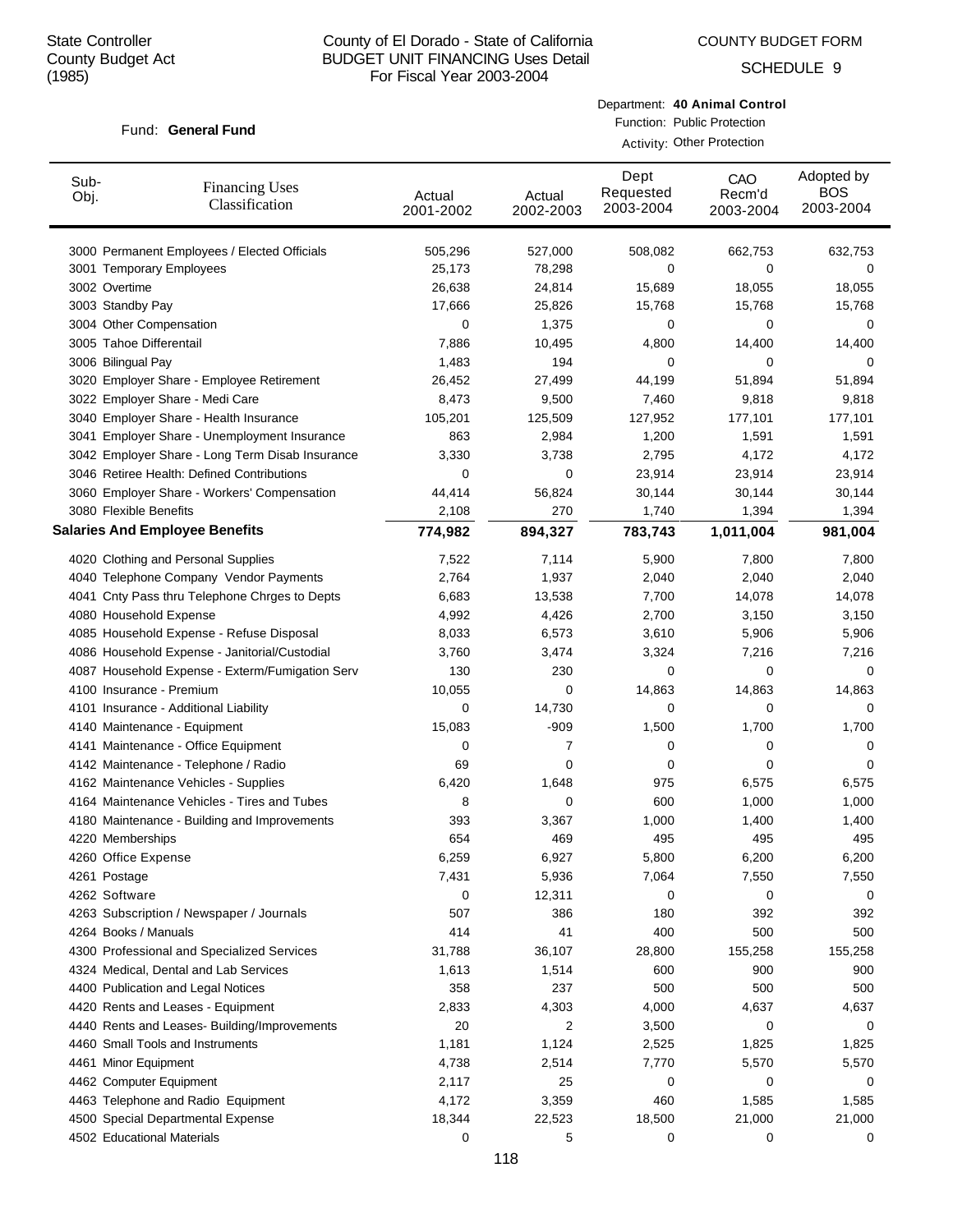State Controller
County Budget Act
(1985)

County of El Dorado - State of California
BUDGET UNIT FINANCING Uses Detail
For Fiscal Year 2003-2004

COUNTY BUDGET FORM

SCHEDULE 9

Fund: **General Fund**

Department: **40 Animal Control**
Function: Public Protection
Activity: Other Protection

| Sub-Obj. | Financing Uses Classification | Actual 2001-2002 | Actual 2002-2003 | Dept Requested 2003-2004 | CAO Recm'd 2003-2004 | Adopted by BOS 2003-2004 |
|---|---|---|---|---|---|---|
| 3000 | Permanent Employees / Elected Officials | 505,296 | 527,000 | 508,082 | 662,753 | 632,753 |
| 3001 | Temporary Employees | 25,173 | 78,298 | 0 | 0 | 0 |
| 3002 | Overtime | 26,638 | 24,814 | 15,689 | 18,055 | 18,055 |
| 3003 | Standby Pay | 17,666 | 25,826 | 15,768 | 15,768 | 15,768 |
| 3004 | Other Compensation | 0 | 1,375 | 0 | 0 | 0 |
| 3005 | Tahoe Differentail | 7,886 | 10,495 | 4,800 | 14,400 | 14,400 |
| 3006 | Bilingual Pay | 1,483 | 194 | 0 | 0 | 0 |
| 3020 | Employer Share - Employee Retirement | 26,452 | 27,499 | 44,199 | 51,894 | 51,894 |
| 3022 | Employer Share - Medi Care | 8,473 | 9,500 | 7,460 | 9,818 | 9,818 |
| 3040 | Employer Share - Health Insurance | 105,201 | 125,509 | 127,952 | 177,101 | 177,101 |
| 3041 | Employer Share - Unemployment Insurance | 863 | 2,984 | 1,200 | 1,591 | 1,591 |
| 3042 | Employer Share - Long Term Disab Insurance | 3,330 | 3,738 | 2,795 | 4,172 | 4,172 |
| 3046 | Retiree Health: Defined Contributions | 0 | 0 | 23,914 | 23,914 | 23,914 |
| 3060 | Employer Share - Workers' Compensation | 44,414 | 56,824 | 30,144 | 30,144 | 30,144 |
| 3080 | Flexible Benefits | 2,108 | 270 | 1,740 | 1,394 | 1,394 |
| **Salaries And Employee Benefits** | | **774,982** | **894,327** | **783,743** | **1,011,004** | **981,004** |
| 4020 | Clothing and Personal Supplies | 7,522 | 7,114 | 5,900 | 7,800 | 7,800 |
| 4040 | Telephone Company Vendor Payments | 2,764 | 1,937 | 2,040 | 2,040 | 2,040 |
| 4041 | Cnty Pass thru Telephone Chrges to Depts | 6,683 | 13,538 | 7,700 | 14,078 | 14,078 |
| 4080 | Household Expense | 4,992 | 4,426 | 2,700 | 3,150 | 3,150 |
| 4085 | Household Expense - Refuse Disposal | 8,033 | 6,573 | 3,610 | 5,906 | 5,906 |
| 4086 | Household Expense - Janitorial/Custodial | 3,760 | 3,474 | 3,324 | 7,216 | 7,216 |
| 4087 | Household Expense - Exterm/Fumigation Serv | 130 | 230 | 0 | 0 | 0 |
| 4100 | Insurance - Premium | 10,055 | 0 | 14,863 | 14,863 | 14,863 |
| 4101 | Insurance - Additional Liability | 0 | 14,730 | 0 | 0 | 0 |
| 4140 | Maintenance - Equipment | 15,083 | -909 | 1,500 | 1,700 | 1,700 |
| 4141 | Maintenance - Office Equipment | 0 | 7 | 0 | 0 | 0 |
| 4142 | Maintenance - Telephone / Radio | 69 | 0 | 0 | 0 | 0 |
| 4162 | Maintenance Vehicles - Supplies | 6,420 | 1,648 | 975 | 6,575 | 6,575 |
| 4164 | Maintenance Vehicles - Tires and Tubes | 8 | 0 | 600 | 1,000 | 1,000 |
| 4180 | Maintenance - Building and Improvements | 393 | 3,367 | 1,000 | 1,400 | 1,400 |
| 4220 | Memberships | 654 | 469 | 495 | 495 | 495 |
| 4260 | Office Expense | 6,259 | 6,927 | 5,800 | 6,200 | 6,200 |
| 4261 | Postage | 7,431 | 5,936 | 7,064 | 7,550 | 7,550 |
| 4262 | Software | 0 | 12,311 | 0 | 0 | 0 |
| 4263 | Subscription / Newspaper / Journals | 507 | 386 | 180 | 392 | 392 |
| 4264 | Books / Manuals | 414 | 41 | 400 | 500 | 500 |
| 4300 | Professional and Specialized Services | 31,788 | 36,107 | 28,800 | 155,258 | 155,258 |
| 4324 | Medical, Dental and Lab Services | 1,613 | 1,514 | 600 | 900 | 900 |
| 4400 | Publication and Legal Notices | 358 | 237 | 500 | 500 | 500 |
| 4420 | Rents and Leases - Equipment | 2,833 | 4,303 | 4,000 | 4,637 | 4,637 |
| 4440 | Rents and Leases- Building/Improvements | 20 | 2 | 3,500 | 0 | 0 |
| 4460 | Small Tools and Instruments | 1,181 | 1,124 | 2,525 | 1,825 | 1,825 |
| 4461 | Minor Equipment | 4,738 | 2,514 | 7,770 | 5,570 | 5,570 |
| 4462 | Computer Equipment | 2,117 | 25 | 0 | 0 | 0 |
| 4463 | Telephone and Radio Equipment | 4,172 | 3,359 | 460 | 1,585 | 1,585 |
| 4500 | Special Departmental Expense | 18,344 | 22,523 | 18,500 | 21,000 | 21,000 |
| 4502 | Educational Materials | 0 | 5 | 0 | 0 | 0 |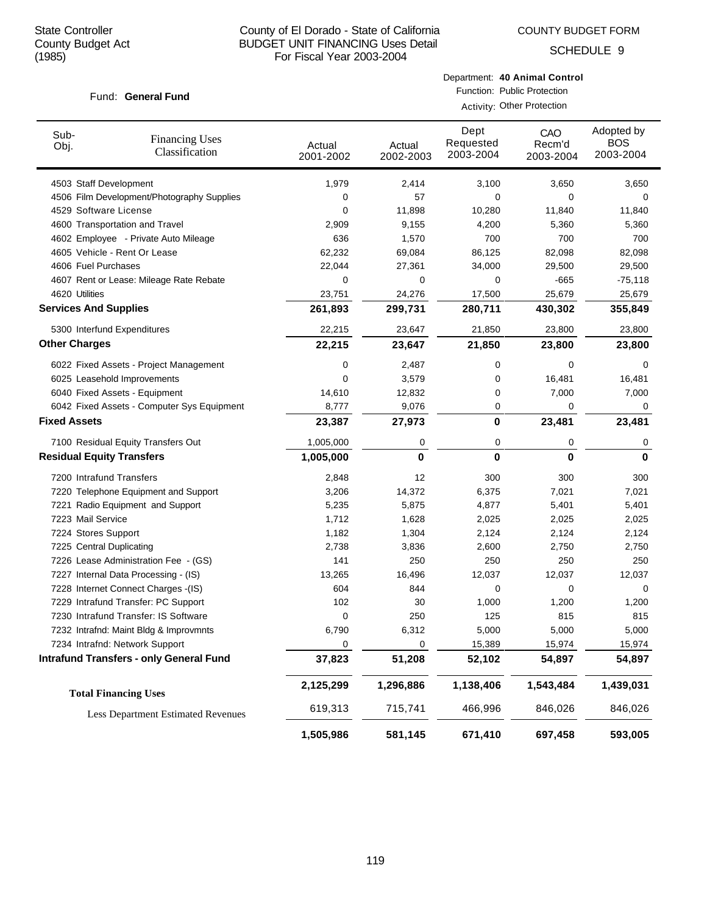State Controller
County Budget Act
(1985)

County of El Dorado - State of California
BUDGET UNIT FINANCING Uses Detail
For Fiscal Year 2003-2004

COUNTY BUDGET FORM
SCHEDULE 9

Fund: **General Fund**

Department: **40 Animal Control**
Function: Public Protection
Activity: Other Protection

| Sub-Obj. | Financing Uses Classification | Actual 2001-2002 | Actual 2002-2003 | Dept Requested 2003-2004 | CAO Recm'd 2003-2004 | Adopted by BOS 2003-2004 |
|---|---|---|---|---|---|---|
| 4503 | Staff Development | 1,979 | 2,414 | 3,100 | 3,650 | 3,650 |
| 4506 | Film Development/Photography Supplies | 0 | 57 | 0 | 0 | 0 |
| 4529 | Software License | 0 | 11,898 | 10,280 | 11,840 | 11,840 |
| 4600 | Transportation and Travel | 2,909 | 9,155 | 4,200 | 5,360 | 5,360 |
| 4602 | Employee - Private Auto Mileage | 636 | 1,570 | 700 | 700 | 700 |
| 4605 | Vehicle - Rent Or Lease | 62,232 | 69,084 | 86,125 | 82,098 | 82,098 |
| 4606 | Fuel Purchases | 22,044 | 27,361 | 34,000 | 29,500 | 29,500 |
| 4607 | Rent or Lease: Mileage Rate Rebate | 0 | 0 | 0 | -665 | -75,118 |
| 4620 | Utilities | 23,751 | 24,276 | 17,500 | 25,679 | 25,679 |
| **Services And Supplies** | | **261,893** | **299,731** | **280,711** | **430,302** | **355,849** |
| 5300 | Interfund Expenditures | 22,215 | 23,647 | 21,850 | 23,800 | 23,800 |
| **Other Charges** | | **22,215** | **23,647** | **21,850** | **23,800** | **23,800** |
| 6022 | Fixed Assets - Project Management | 0 | 2,487 | 0 | 0 | 0 |
| 6025 | Leasehold Improvements | 0 | 3,579 | 0 | 16,481 | 16,481 |
| 6040 | Fixed Assets - Equipment | 14,610 | 12,832 | 0 | 7,000 | 7,000 |
| 6042 | Fixed Assets - Computer Sys Equipment | 8,777 | 9,076 | 0 | 0 | 0 |
| **Fixed Assets** | | **23,387** | **27,973** | **0** | **23,481** | **23,481** |
| 7100 | Residual Equity Transfers Out | 1,005,000 | 0 | 0 | 0 | 0 |
| **Residual Equity Transfers** | | **1,005,000** | **0** | **0** | **0** | **0** |
| 7200 | Intrafund Transfers | 2,848 | 12 | 300 | 300 | 300 |
| 7220 | Telephone Equipment and Support | 3,206 | 14,372 | 6,375 | 7,021 | 7,021 |
| 7221 | Radio Equipment and Support | 5,235 | 5,875 | 4,877 | 5,401 | 5,401 |
| 7223 | Mail Service | 1,712 | 1,628 | 2,025 | 2,025 | 2,025 |
| 7224 | Stores Support | 1,182 | 1,304 | 2,124 | 2,124 | 2,124 |
| 7225 | Central Duplicating | 2,738 | 3,836 | 2,600 | 2,750 | 2,750 |
| 7226 | Lease Administration Fee - (GS) | 141 | 250 | 250 | 250 | 250 |
| 7227 | Internal Data Processing - (IS) | 13,265 | 16,496 | 12,037 | 12,037 | 12,037 |
| 7228 | Internet Connect Charges -(IS) | 604 | 844 | 0 | 0 | 0 |
| 7229 | Intrafund Transfer: PC Support | 102 | 30 | 1,000 | 1,200 | 1,200 |
| 7230 | Intrafund Transfer: IS Software | 0 | 250 | 125 | 815 | 815 |
| 7232 | Intrafnd: Maint Bldg & Improvmnts | 6,790 | 6,312 | 5,000 | 5,000 | 5,000 |
| 7234 | Intrafnd: Network Support | 0 | 0 | 15,389 | 15,974 | 15,974 |
| **Intrafund Transfers - only General Fund** | | **37,823** | **51,208** | **52,102** | **54,897** | **54,897** |
| **Total Financing Uses** | | **2,125,299** | **1,296,886** | **1,138,406** | **1,543,484** | **1,439,031** |
| | Less Department Estimated Revenues | 619,313 | 715,741 | 466,996 | 846,026 | 846,026 |
| | | **1,505,986** | **581,145** | **671,410** | **697,458** | **593,005** |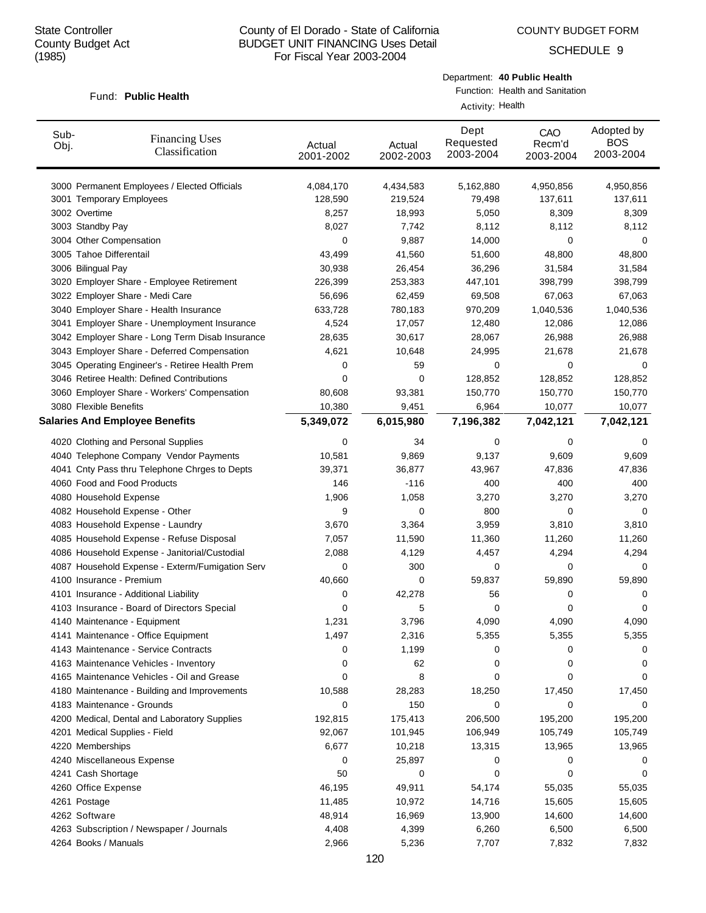State Controller
County Budget Act
(1985)

# County of El Dorado - State of California
## BUDGET UNIT FINANCING Uses Detail
For Fiscal Year 2003-2004

COUNTY BUDGET FORM
SCHEDULE 9

Fund: **Public Health**

Department: **40 Public Health**
Function: Health and Sanitation
Activity: Health

| Sub-Obj. | Financing Uses Classification | Actual 2001-2002 | Actual 2002-2003 | Dept Requested 2003-2004 | CAO Recm'd 2003-2004 | Adopted by BOS 2003-2004 |
|---|---|---|---|---|---|---|
| 3000 | Permanent Employees / Elected Officials | 4,084,170 | 4,434,583 | 5,162,880 | 4,950,856 | 4,950,856 |
| 3001 | Temporary Employees | 128,590 | 219,524 | 79,498 | 137,611 | 137,611 |
| 3002 | Overtime | 8,257 | 18,993 | 5,050 | 8,309 | 8,309 |
| 3003 | Standby Pay | 8,027 | 7,742 | 8,112 | 8,112 | 8,112 |
| 3004 | Other Compensation | 0 | 9,887 | 14,000 | 0 | 0 |
| 3005 | Tahoe Differentail | 43,499 | 41,560 | 51,600 | 48,800 | 48,800 |
| 3006 | Bilingual Pay | 30,938 | 26,454 | 36,296 | 31,584 | 31,584 |
| 3020 | Employer Share - Employee Retirement | 226,399 | 253,383 | 447,101 | 398,799 | 398,799 |
| 3022 | Employer Share - Medi Care | 56,696 | 62,459 | 69,508 | 67,063 | 67,063 |
| 3040 | Employer Share - Health Insurance | 633,728 | 780,183 | 970,209 | 1,040,536 | 1,040,536 |
| 3041 | Employer Share - Unemployment Insurance | 4,524 | 17,057 | 12,480 | 12,086 | 12,086 |
| 3042 | Employer Share - Long Term Disab Insurance | 28,635 | 30,617 | 28,067 | 26,988 | 26,988 |
| 3043 | Employer Share - Deferred Compensation | 4,621 | 10,648 | 24,995 | 21,678 | 21,678 |
| 3045 | Operating Engineer's - Retiree Health Prem | 0 | 59 | 0 | 0 | 0 |
| 3046 | Retiree Health: Defined Contributions | 0 | 0 | 128,852 | 128,852 | 128,852 |
| 3060 | Employer Share - Workers' Compensation | 80,608 | 93,381 | 150,770 | 150,770 | 150,770 |
| 3080 | Flexible Benefits | 10,380 | 9,451 | 6,964 | 10,077 | 10,077 |
| **Salaries And Employee Benefits** | | **5,349,072** | **6,015,980** | **7,196,382** | **7,042,121** | **7,042,121** |
| 4020 | Clothing and Personal Supplies | 0 | 34 | 0 | 0 | 0 |
| 4040 | Telephone Company Vendor Payments | 10,581 | 9,869 | 9,137 | 9,609 | 9,609 |
| 4041 | Cnty Pass thru Telephone Chrges to Depts | 39,371 | 36,877 | 43,967 | 47,836 | 47,836 |
| 4060 | Food and Food Products | 146 | -116 | 400 | 400 | 400 |
| 4080 | Household Expense | 1,906 | 1,058 | 3,270 | 3,270 | 3,270 |
| 4082 | Household Expense - Other | 9 | 0 | 800 | 0 | 0 |
| 4083 | Household Expense - Laundry | 3,670 | 3,364 | 3,959 | 3,810 | 3,810 |
| 4085 | Household Expense - Refuse Disposal | 7,057 | 11,590 | 11,360 | 11,260 | 11,260 |
| 4086 | Household Expense - Janitorial/Custodial | 2,088 | 4,129 | 4,457 | 4,294 | 4,294 |
| 4087 | Household Expense - Exterm/Fumigation Serv | 0 | 300 | 0 | 0 | 0 |
| 4100 | Insurance - Premium | 40,660 | 0 | 59,837 | 59,890 | 59,890 |
| 4101 | Insurance - Additional Liability | 0 | 42,278 | 56 | 0 | 0 |
| 4103 | Insurance - Board of Directors Special | 0 | 5 | 0 | 0 | 0 |
| 4140 | Maintenance - Equipment | 1,231 | 3,796 | 4,090 | 4,090 | 4,090 |
| 4141 | Maintenance - Office Equipment | 1,497 | 2,316 | 5,355 | 5,355 | 5,355 |
| 4143 | Maintenance - Service Contracts | 0 | 1,199 | 0 | 0 | 0 |
| 4163 | Maintenance Vehicles - Inventory | 0 | 62 | 0 | 0 | 0 |
| 4165 | Maintenance Vehicles - Oil and Grease | 0 | 8 | 0 | 0 | 0 |
| 4180 | Maintenance - Building and Improvements | 10,588 | 28,283 | 18,250 | 17,450 | 17,450 |
| 4183 | Maintenance - Grounds | 0 | 150 | 0 | 0 | 0 |
| 4200 | Medical, Dental and Laboratory Supplies | 192,815 | 175,413 | 206,500 | 195,200 | 195,200 |
| 4201 | Medical Supplies - Field | 92,067 | 101,945 | 106,949 | 105,749 | 105,749 |
| 4220 | Memberships | 6,677 | 10,218 | 13,315 | 13,965 | 13,965 |
| 4240 | Miscellaneous Expense | 0 | 25,897 | 0 | 0 | 0 |
| 4241 | Cash Shortage | 50 | 0 | 0 | 0 | 0 |
| 4260 | Office Expense | 46,195 | 49,911 | 54,174 | 55,035 | 55,035 |
| 4261 | Postage | 11,485 | 10,972 | 14,716 | 15,605 | 15,605 |
| 4262 | Software | 48,914 | 16,969 | 13,900 | 14,600 | 14,600 |
| 4263 | Subscription / Newspaper / Journals | 4,408 | 4,399 | 6,260 | 6,500 | 6,500 |
| 4264 | Books / Manuals | 2,966 | 5,236 | 7,707 | 7,832 | 7,832 |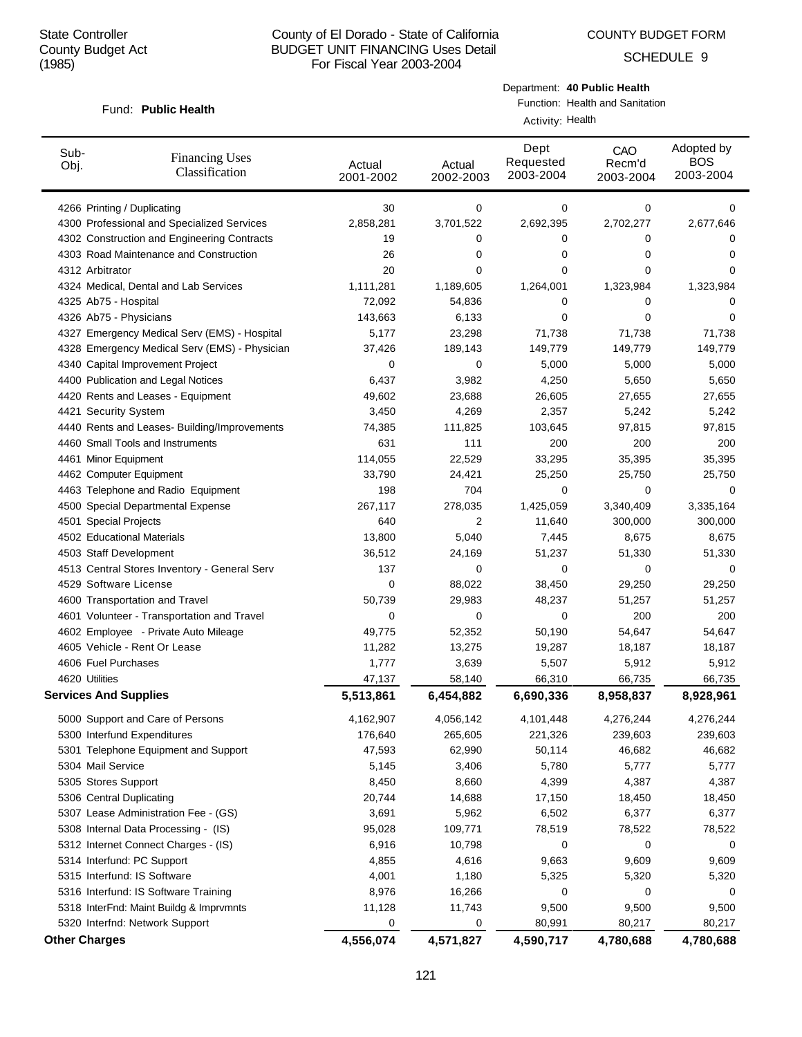State Controller
County Budget Act
(1985)

# County of El Dorado - State of California
## BUDGET UNIT FINANCING Uses Detail
For Fiscal Year 2003-2004

COUNTY BUDGET FORM
SCHEDULE 9

Fund: **Public Health**

Department: **40 Public Health**
Function: Health and Sanitation
Activity: Health

| Sub-Obj. | Financing Uses Classification | Actual 2001-2002 | Actual 2002-2003 | Dept Requested 2003-2004 | CAO Recm'd 2003-2004 | Adopted by BOS 2003-2004 |
|---|---|---|---|---|---|---|
| 4266 | Printing / Duplicating | 30 | 0 | 0 | 0 | 0 |
| 4300 | Professional and Specialized Services | 2,858,281 | 3,701,522 | 2,692,395 | 2,702,277 | 2,677,646 |
| 4302 | Construction and Engineering Contracts | 19 | 0 | 0 | 0 | 0 |
| 4303 | Road Maintenance and Construction | 26 | 0 | 0 | 0 | 0 |
| 4312 | Arbitrator | 20 | 0 | 0 | 0 | 0 |
| 4324 | Medical, Dental and Lab Services | 1,111,281 | 1,189,605 | 1,264,001 | 1,323,984 | 1,323,984 |
| 4325 | Ab75 - Hospital | 72,092 | 54,836 | 0 | 0 | 0 |
| 4326 | Ab75 - Physicians | 143,663 | 6,133 | 0 | 0 | 0 |
| 4327 | Emergency Medical Serv (EMS) - Hospital | 5,177 | 23,298 | 71,738 | 71,738 | 71,738 |
| 4328 | Emergency Medical Serv (EMS) - Physician | 37,426 | 189,143 | 149,779 | 149,779 | 149,779 |
| 4340 | Capital Improvement Project | 0 | 0 | 5,000 | 5,000 | 5,000 |
| 4400 | Publication and Legal Notices | 6,437 | 3,982 | 4,250 | 5,650 | 5,650 |
| 4420 | Rents and Leases - Equipment | 49,602 | 23,688 | 26,605 | 27,655 | 27,655 |
| 4421 | Security System | 3,450 | 4,269 | 2,357 | 5,242 | 5,242 |
| 4440 | Rents and Leases- Building/Improvements | 74,385 | 111,825 | 103,645 | 97,815 | 97,815 |
| 4460 | Small Tools and Instruments | 631 | 111 | 200 | 200 | 200 |
| 4461 | Minor Equipment | 114,055 | 22,529 | 33,295 | 35,395 | 35,395 |
| 4462 | Computer Equipment | 33,790 | 24,421 | 25,250 | 25,750 | 25,750 |
| 4463 | Telephone and Radio Equipment | 198 | 704 | 0 | 0 | 0 |
| 4500 | Special Departmental Expense | 267,117 | 278,035 | 1,425,059 | 3,340,409 | 3,335,164 |
| 4501 | Special Projects | 640 | 2 | 11,640 | 300,000 | 300,000 |
| 4502 | Educational Materials | 13,800 | 5,040 | 7,445 | 8,675 | 8,675 |
| 4503 | Staff Development | 36,512 | 24,169 | 51,237 | 51,330 | 51,330 |
| 4513 | Central Stores Inventory - General Serv | 137 | 0 | 0 | 0 | 0 |
| 4529 | Software License | 0 | 88,022 | 38,450 | 29,250 | 29,250 |
| 4600 | Transportation and Travel | 50,739 | 29,983 | 48,237 | 51,257 | 51,257 |
| 4601 | Volunteer - Transportation and Travel | 0 | 0 | 0 | 200 | 200 |
| 4602 | Employee - Private Auto Mileage | 49,775 | 52,352 | 50,190 | 54,647 | 54,647 |
| 4605 | Vehicle - Rent Or Lease | 11,282 | 13,275 | 19,287 | 18,187 | 18,187 |
| 4606 | Fuel Purchases | 1,777 | 3,639 | 5,507 | 5,912 | 5,912 |
| 4620 | Utilities | 47,137 | 58,140 | 66,310 | 66,735 | 66,735 |
| **Services And Supplies** | | **5,513,861** | **6,454,882** | **6,690,336** | **8,958,837** | **8,928,961** |
| 5000 | Support and Care of Persons | 4,162,907 | 4,056,142 | 4,101,448 | 4,276,244 | 4,276,244 |
| 5300 | Interfund Expenditures | 176,640 | 265,605 | 221,326 | 239,603 | 239,603 |
| 5301 | Telephone Equipment and Support | 47,593 | 62,990 | 50,114 | 46,682 | 46,682 |
| 5304 | Mail Service | 5,145 | 3,406 | 5,780 | 5,777 | 5,777 |
| 5305 | Stores Support | 8,450 | 8,660 | 4,399 | 4,387 | 4,387 |
| 5306 | Central Duplicating | 20,744 | 14,688 | 17,150 | 18,450 | 18,450 |
| 5307 | Lease Administration Fee - (GS) | 3,691 | 5,962 | 6,502 | 6,377 | 6,377 |
| 5308 | Internal Data Processing - (IS) | 95,028 | 109,771 | 78,519 | 78,522 | 78,522 |
| 5312 | Internet Connect Charges - (IS) | 6,916 | 10,798 | 0 | 0 | 0 |
| 5314 | Interfund: PC Support | 4,855 | 4,616 | 9,663 | 9,609 | 9,609 |
| 5315 | Interfund: IS Software | 4,001 | 1,180 | 5,325 | 5,320 | 5,320 |
| 5316 | Interfund: IS Software Training | 8,976 | 16,266 | 0 | 0 | 0 |
| 5318 | InterFnd: Maint Buildg & Imprvmnts | 11,128 | 11,743 | 9,500 | 9,500 | 9,500 |
| 5320 | Interfnd: Network Support | 0 | 0 | 80,991 | 80,217 | 80,217 |
| **Other Charges** | | **4,556,074** | **4,571,827** | **4,590,717** | **4,780,688** | **4,780,688** |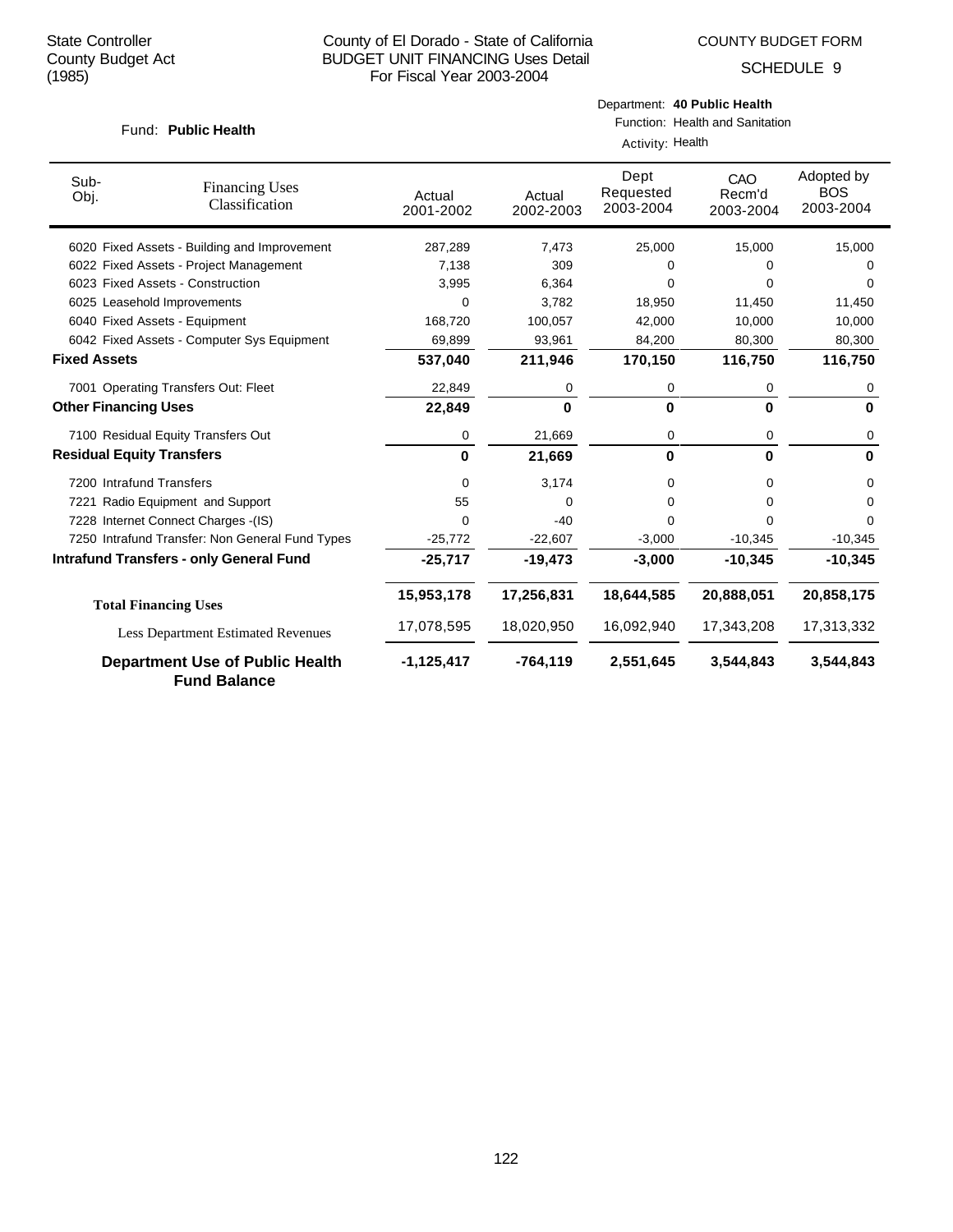State Controller
County Budget Act
(1985)

County of El Dorado - State of California
BUDGET UNIT FINANCING Uses Detail
For Fiscal Year 2003-2004

COUNTY BUDGET FORM
SCHEDULE 9

Fund: **Public Health**

Department: **40 Public Health**
Function: Health and Sanitation
Activity: Health

| Sub-Obj. | Financing Uses Classification | Actual 2001-2002 | Actual 2002-2003 | Dept Requested 2003-2004 | CAO Recm'd 2003-2004 | Adopted by BOS 2003-2004 |
|---|---|---|---|---|---|---|
| 6020 | Fixed Assets - Building and Improvement | 287,289 | 7,473 | 25,000 | 15,000 | 15,000 |
| 6022 | Fixed Assets - Project Management | 7,138 | 309 | 0 | 0 | 0 |
| 6023 | Fixed Assets - Construction | 3,995 | 6,364 | 0 | 0 | 0 |
| 6025 | Leasehold Improvements | 0 | 3,782 | 18,950 | 11,450 | 11,450 |
| 6040 | Fixed Assets - Equipment | 168,720 | 100,057 | 42,000 | 10,000 | 10,000 |
| 6042 | Fixed Assets - Computer Sys Equipment | 69,899 | 93,961 | 84,200 | 80,300 | 80,300 |
| **Fixed Assets** | | **537,040** | **211,946** | **170,150** | **116,750** | **116,750** |
| 7001 | Operating Transfers Out: Fleet | 22,849 | 0 | 0 | 0 | 0 |
| **Other Financing Uses** | | **22,849** | **0** | **0** | **0** | **0** |
| 7100 | Residual Equity Transfers Out | 0 | 21,669 | 0 | 0 | 0 |
| **Residual Equity Transfers** | | **0** | **21,669** | **0** | **0** | **0** |
| 7200 | Intrafund Transfers | 0 | 3,174 | 0 | 0 | 0 |
| 7221 | Radio Equipment and Support | 55 | 0 | 0 | 0 | 0 |
| 7228 | Internet Connect Charges -(IS) | 0 | -40 | 0 | 0 | 0 |
| 7250 | Intrafund Transfer: Non General Fund Types | -25,772 | -22,607 | -3,000 | -10,345 | -10,345 |
| **Intrafund Transfers - only General Fund** | | **-25,717** | **-19,473** | **-3,000** | **-10,345** | **-10,345** |
| **Total Financing Uses** | | **15,953,178** | **17,256,831** | **18,644,585** | **20,888,051** | **20,858,175** |
| Less Department Estimated Revenues | | 17,078,595 | 18,020,950 | 16,092,940 | 17,343,208 | 17,313,332 |
| **Department Use of Public Health Fund Balance** | | **-1,125,417** | **-764,119** | **2,551,645** | **3,544,843** | **3,544,843** |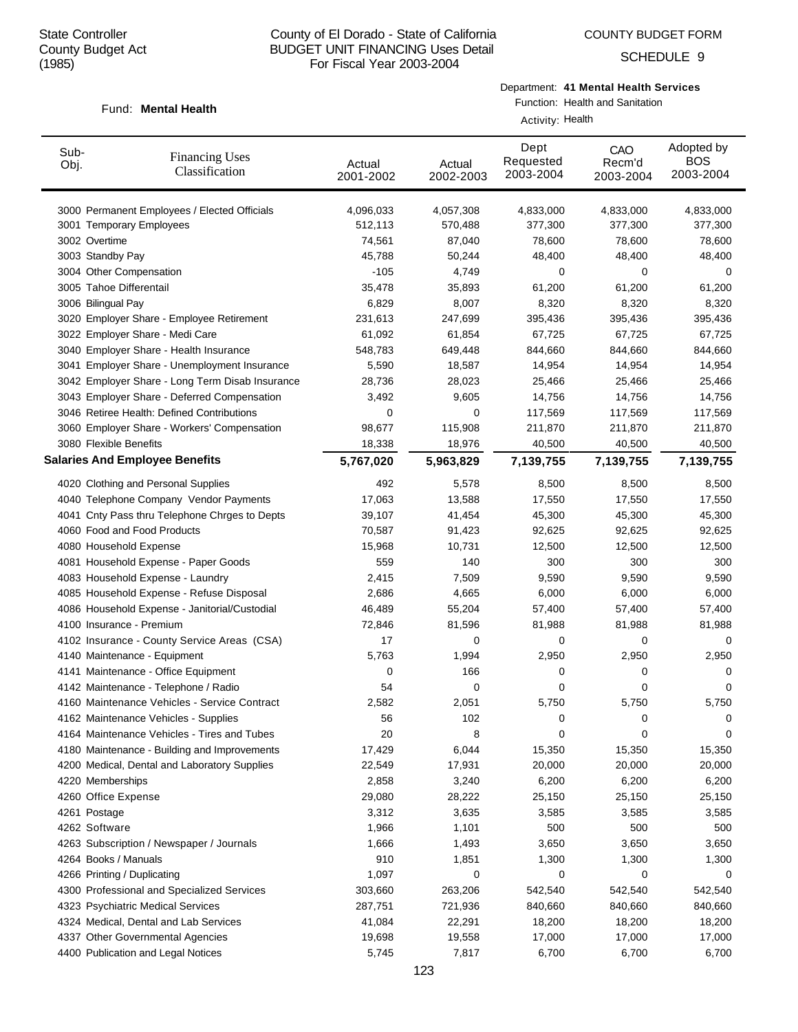State Controller
County Budget Act
(1985)

County of El Dorado - State of California
BUDGET UNIT FINANCING Uses Detail
For Fiscal Year 2003-2004

COUNTY BUDGET FORM

SCHEDULE 9

Fund: **Mental Health**

Department: **41 Mental Health Services**
Function: Health and Sanitation
Activity: Health

| Sub-Obj. | Financing Uses Classification | Actual 2001-2002 | Actual 2002-2003 | Dept Requested 2003-2004 | CAO Recm'd 2003-2004 | Adopted by BOS 2003-2004 |
|---|---|---|---|---|---|---|
| 3000 | Permanent Employees / Elected Officials | 4,096,033 | 4,057,308 | 4,833,000 | 4,833,000 | 4,833,000 |
| 3001 | Temporary Employees | 512,113 | 570,488 | 377,300 | 377,300 | 377,300 |
| 3002 | Overtime | 74,561 | 87,040 | 78,600 | 78,600 | 78,600 |
| 3003 | Standby Pay | 45,788 | 50,244 | 48,400 | 48,400 | 48,400 |
| 3004 | Other Compensation | -105 | 4,749 | 0 | 0 | 0 |
| 3005 | Tahoe Differentail | 35,478 | 35,893 | 61,200 | 61,200 | 61,200 |
| 3006 | Bilingual Pay | 6,829 | 8,007 | 8,320 | 8,320 | 8,320 |
| 3020 | Employer Share - Employee Retirement | 231,613 | 247,699 | 395,436 | 395,436 | 395,436 |
| 3022 | Employer Share - Medi Care | 61,092 | 61,854 | 67,725 | 67,725 | 67,725 |
| 3040 | Employer Share - Health Insurance | 548,783 | 649,448 | 844,660 | 844,660 | 844,660 |
| 3041 | Employer Share - Unemployment Insurance | 5,590 | 18,587 | 14,954 | 14,954 | 14,954 |
| 3042 | Employer Share - Long Term Disab Insurance | 28,736 | 28,023 | 25,466 | 25,466 | 25,466 |
| 3043 | Employer Share - Deferred Compensation | 3,492 | 9,605 | 14,756 | 14,756 | 14,756 |
| 3046 | Retiree Health: Defined Contributions | 0 | 0 | 117,569 | 117,569 | 117,569 |
| 3060 | Employer Share - Workers' Compensation | 98,677 | 115,908 | 211,870 | 211,870 | 211,870 |
| 3080 | Flexible Benefits | 18,338 | 18,976 | 40,500 | 40,500 | 40,500 |
| **Salaries And Employee Benefits** | | **5,767,020** | **5,963,829** | **7,139,755** | **7,139,755** | **7,139,755** |
| 4020 | Clothing and Personal Supplies | 492 | 5,578 | 8,500 | 8,500 | 8,500 |
| 4040 | Telephone Company Vendor Payments | 17,063 | 13,588 | 17,550 | 17,550 | 17,550 |
| 4041 | Cnty Pass thru Telephone Chrges to Depts | 39,107 | 41,454 | 45,300 | 45,300 | 45,300 |
| 4060 | Food and Food Products | 70,587 | 91,423 | 92,625 | 92,625 | 92,625 |
| 4080 | Household Expense | 15,968 | 10,731 | 12,500 | 12,500 | 12,500 |
| 4081 | Household Expense - Paper Goods | 559 | 140 | 300 | 300 | 300 |
| 4083 | Household Expense - Laundry | 2,415 | 7,509 | 9,590 | 9,590 | 9,590 |
| 4085 | Household Expense - Refuse Disposal | 2,686 | 4,665 | 6,000 | 6,000 | 6,000 |
| 4086 | Household Expense - Janitorial/Custodial | 46,489 | 55,204 | 57,400 | 57,400 | 57,400 |
| 4100 | Insurance - Premium | 72,846 | 81,596 | 81,988 | 81,988 | 81,988 |
| 4102 | Insurance - County Service Areas (CSA) | 17 | 0 | 0 | 0 | 0 |
| 4140 | Maintenance - Equipment | 5,763 | 1,994 | 2,950 | 2,950 | 2,950 |
| 4141 | Maintenance - Office Equipment | 0 | 166 | 0 | 0 | 0 |
| 4142 | Maintenance - Telephone / Radio | 54 | 0 | 0 | 0 | 0 |
| 4160 | Maintenance Vehicles - Service Contract | 2,582 | 2,051 | 5,750 | 5,750 | 5,750 |
| 4162 | Maintenance Vehicles - Supplies | 56 | 102 | 0 | 0 | 0 |
| 4164 | Maintenance Vehicles - Tires and Tubes | 20 | 8 | 0 | 0 | 0 |
| 4180 | Maintenance - Building and Improvements | 17,429 | 6,044 | 15,350 | 15,350 | 15,350 |
| 4200 | Medical, Dental and Laboratory Supplies | 22,549 | 17,931 | 20,000 | 20,000 | 20,000 |
| 4220 | Memberships | 2,858 | 3,240 | 6,200 | 6,200 | 6,200 |
| 4260 | Office Expense | 29,080 | 28,222 | 25,150 | 25,150 | 25,150 |
| 4261 | Postage | 3,312 | 3,635 | 3,585 | 3,585 | 3,585 |
| 4262 | Software | 1,966 | 1,101 | 500 | 500 | 500 |
| 4263 | Subscription / Newspaper / Journals | 1,666 | 1,493 | 3,650 | 3,650 | 3,650 |
| 4264 | Books / Manuals | 910 | 1,851 | 1,300 | 1,300 | 1,300 |
| 4266 | Printing / Duplicating | 1,097 | 0 | 0 | 0 | 0 |
| 4300 | Professional and Specialized Services | 303,660 | 263,206 | 542,540 | 542,540 | 542,540 |
| 4323 | Psychiatric Medical Services | 287,751 | 721,936 | 840,660 | 840,660 | 840,660 |
| 4324 | Medical, Dental and Lab Services | 41,084 | 22,291 | 18,200 | 18,200 | 18,200 |
| 4337 | Other Governmental Agencies | 19,698 | 19,558 | 17,000 | 17,000 | 17,000 |
| 4400 | Publication and Legal Notices | 5,745 | 7,817 | 6,700 | 6,700 | 6,700 |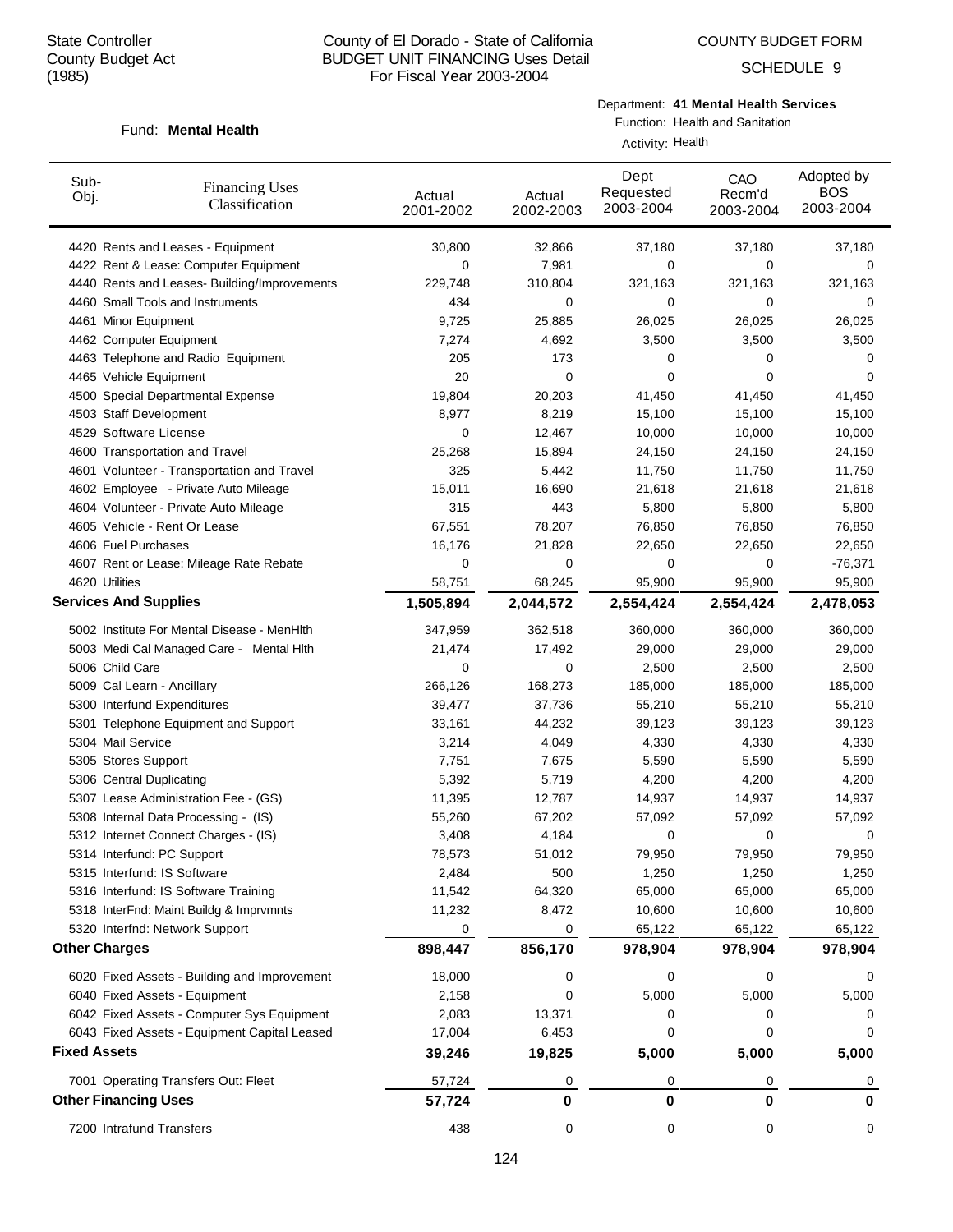State Controller
County Budget Act
(1985)

County of El Dorado - State of California
BUDGET UNIT FINANCING Uses Detail
For Fiscal Year 2003-2004

COUNTY BUDGET FORM

SCHEDULE 9

Fund: **Mental Health**

Department: **41 Mental Health Services**
Function: Health and Sanitation
Activity: Health

| Sub-Obj. | Financing Uses Classification | Actual 2001-2002 | Actual 2002-2003 | Dept Requested 2003-2004 | CAO Recm'd 2003-2004 | Adopted by BOS 2003-2004 |
|---|---|---|---|---|---|---|
| 4420 | Rents and Leases - Equipment | 30,800 | 32,866 | 37,180 | 37,180 | 37,180 |
| 4422 | Rent & Lease: Computer Equipment | 0 | 7,981 | 0 | 0 | 0 |
| 4440 | Rents and Leases- Building/Improvements | 229,748 | 310,804 | 321,163 | 321,163 | 321,163 |
| 4460 | Small Tools and Instruments | 434 | 0 | 0 | 0 | 0 |
| 4461 | Minor Equipment | 9,725 | 25,885 | 26,025 | 26,025 | 26,025 |
| 4462 | Computer Equipment | 7,274 | 4,692 | 3,500 | 3,500 | 3,500 |
| 4463 | Telephone and Radio Equipment | 205 | 173 | 0 | 0 | 0 |
| 4465 | Vehicle Equipment | 20 | 0 | 0 | 0 | 0 |
| 4500 | Special Departmental Expense | 19,804 | 20,203 | 41,450 | 41,450 | 41,450 |
| 4503 | Staff Development | 8,977 | 8,219 | 15,100 | 15,100 | 15,100 |
| 4529 | Software License | 0 | 12,467 | 10,000 | 10,000 | 10,000 |
| 4600 | Transportation and Travel | 25,268 | 15,894 | 24,150 | 24,150 | 24,150 |
| 4601 | Volunteer - Transportation and Travel | 325 | 5,442 | 11,750 | 11,750 | 11,750 |
| 4602 | Employee - Private Auto Mileage | 15,011 | 16,690 | 21,618 | 21,618 | 21,618 |
| 4604 | Volunteer - Private Auto Mileage | 315 | 443 | 5,800 | 5,800 | 5,800 |
| 4605 | Vehicle - Rent Or Lease | 67,551 | 78,207 | 76,850 | 76,850 | 76,850 |
| 4606 | Fuel Purchases | 16,176 | 21,828 | 22,650 | 22,650 | 22,650 |
| 4607 | Rent or Lease: Mileage Rate Rebate | 0 | 0 | 0 | 0 | -76,371 |
| 4620 | Utilities | 58,751 | 68,245 | 95,900 | 95,900 | 95,900 |
| **Services And Supplies** | | **1,505,894** | **2,044,572** | **2,554,424** | **2,554,424** | **2,478,053** |
| 5002 | Institute For Mental Disease - MenHlth | 347,959 | 362,518 | 360,000 | 360,000 | 360,000 |
| 5003 | Medi Cal Managed Care - Mental Hlth | 21,474 | 17,492 | 29,000 | 29,000 | 29,000 |
| 5006 | Child Care | 0 | 0 | 2,500 | 2,500 | 2,500 |
| 5009 | Cal Learn - Ancillary | 266,126 | 168,273 | 185,000 | 185,000 | 185,000 |
| 5300 | Interfund Expenditures | 39,477 | 37,736 | 55,210 | 55,210 | 55,210 |
| 5301 | Telephone Equipment and Support | 33,161 | 44,232 | 39,123 | 39,123 | 39,123 |
| 5304 | Mail Service | 3,214 | 4,049 | 4,330 | 4,330 | 4,330 |
| 5305 | Stores Support | 7,751 | 7,675 | 5,590 | 5,590 | 5,590 |
| 5306 | Central Duplicating | 5,392 | 5,719 | 4,200 | 4,200 | 4,200 |
| 5307 | Lease Administration Fee - (GS) | 11,395 | 12,787 | 14,937 | 14,937 | 14,937 |
| 5308 | Internal Data Processing - (IS) | 55,260 | 67,202 | 57,092 | 57,092 | 57,092 |
| 5312 | Internet Connect Charges - (IS) | 3,408 | 4,184 | 0 | 0 | 0 |
| 5314 | Interfund: PC Support | 78,573 | 51,012 | 79,950 | 79,950 | 79,950 |
| 5315 | Interfund: IS Software | 2,484 | 500 | 1,250 | 1,250 | 1,250 |
| 5316 | Interfund: IS Software Training | 11,542 | 64,320 | 65,000 | 65,000 | 65,000 |
| 5318 | InterFnd: Maint Buildg & Imprvmnts | 11,232 | 8,472 | 10,600 | 10,600 | 10,600 |
| 5320 | Interfnd: Network Support | 0 | 0 | 65,122 | 65,122 | 65,122 |
| **Other Charges** | | **898,447** | **856,170** | **978,904** | **978,904** | **978,904** |
| 6020 | Fixed Assets - Building and Improvement | 18,000 | 0 | 0 | 0 | 0 |
| 6040 | Fixed Assets - Equipment | 2,158 | 0 | 5,000 | 5,000 | 5,000 |
| 6042 | Fixed Assets - Computer Sys Equipment | 2,083 | 13,371 | 0 | 0 | 0 |
| 6043 | Fixed Assets - Equipment Capital Leased | 17,004 | 6,453 | 0 | 0 | 0 |
| **Fixed Assets** | | **39,246** | **19,825** | **5,000** | **5,000** | **5,000** |
| 7001 | Operating Transfers Out: Fleet | 57,724 | 0 | 0 | 0 | 0 |
| **Other Financing Uses** | | **57,724** | **0** | **0** | **0** | **0** |
| 7200 | Intrafund Transfers | 438 | 0 | 0 | 0 | 0 |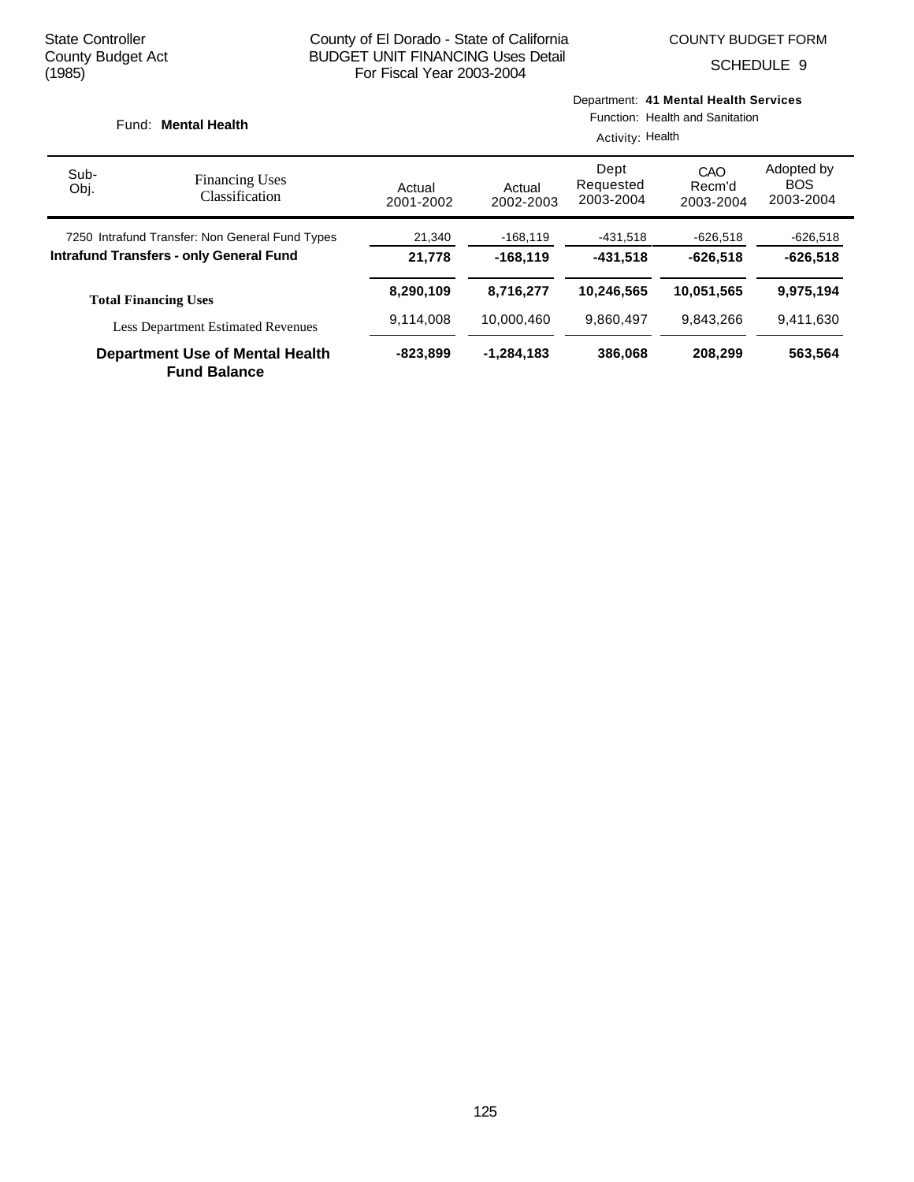State Controller
County Budget Act
(1985)

County of El Dorado - State of California
BUDGET UNIT FINANCING Uses Detail
For Fiscal Year 2003-2004

COUNTY BUDGET FORM
SCHEDULE 9

Fund: **Mental Health**

Department: **41 Mental Health Services**
Function: Health and Sanitation
Activity: Health

| Sub-Obj. | Financing Uses Classification | Actual 2001-2002 | Actual 2002-2003 | Dept Requested 2003-2004 | CAO Recm'd 2003-2004 | Adopted by BOS 2003-2004 |
|---|---|---|---|---|---|---|
| 7250 | Intrafund Transfer: Non General Fund Types | 21,340 | -168,119 | -431,518 | -626,518 | -626,518 |
| | **Intrafund Transfers - only General Fund** | **21,778** | **-168,119** | **-431,518** | **-626,518** | **-626,518** |
| | **Total Financing Uses** | **8,290,109** | **8,716,277** | **10,246,565** | **10,051,565** | **9,975,194** |
| | Less Department Estimated Revenues | 9,114,008 | 10,000,460 | 9,860,497 | 9,843,266 | 9,411,630 |
| | **Department Use of Mental Health Fund Balance** | **-823,899** | **-1,284,183** | **386,068** | **208,299** | **563,564** |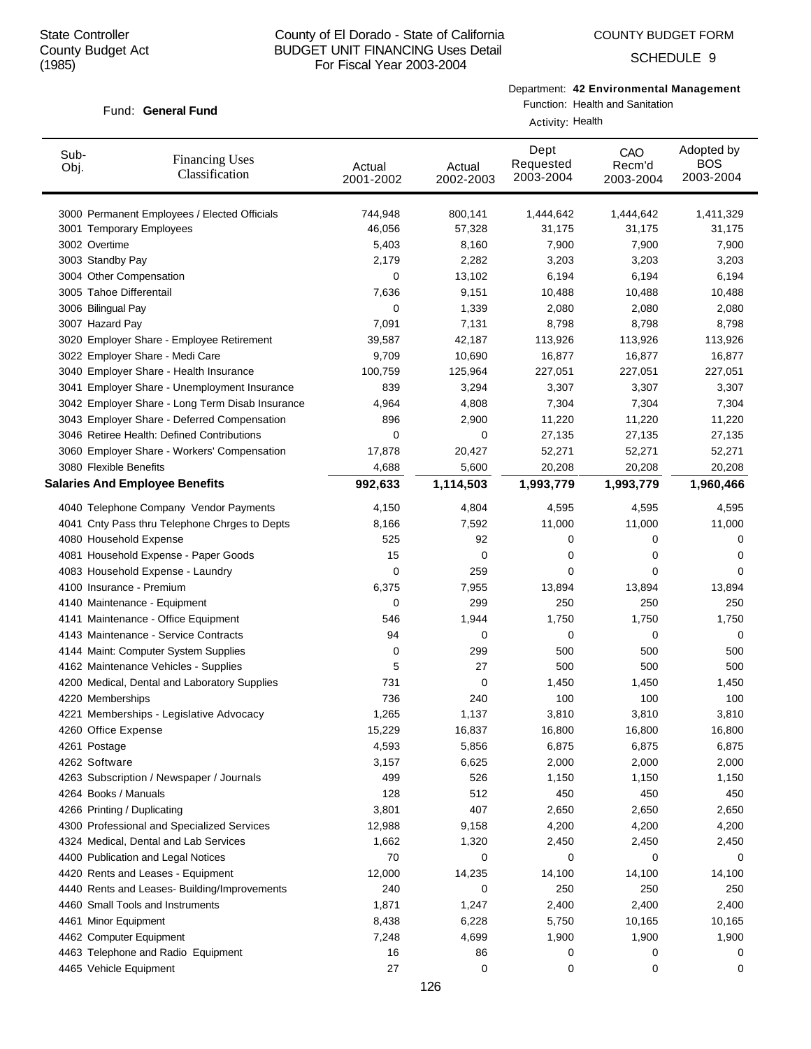State Controller
County Budget Act
(1985)

# County of El Dorado - State of California
## BUDGET UNIT FINANCING Uses Detail
For Fiscal Year 2003-2004

COUNTY BUDGET FORM
SCHEDULE 9

Fund: **General Fund**

Department: **42 Environmental Management**
Function: Health and Sanitation
Activity: Health

| Sub-Obj. | Financing Uses Classification | Actual 2001-2002 | Actual 2002-2003 | Dept Requested 2003-2004 | CAO Recm'd 2003-2004 | Adopted by BOS 2003-2004 |
|---|---|---|---|---|---|---|
| 3000 | Permanent Employees / Elected Officials | 744,948 | 800,141 | 1,444,642 | 1,444,642 | 1,411,329 |
| 3001 | Temporary Employees | 46,056 | 57,328 | 31,175 | 31,175 | 31,175 |
| 3002 | Overtime | 5,403 | 8,160 | 7,900 | 7,900 | 7,900 |
| 3003 | Standby Pay | 2,179 | 2,282 | 3,203 | 3,203 | 3,203 |
| 3004 | Other Compensation | 0 | 13,102 | 6,194 | 6,194 | 6,194 |
| 3005 | Tahoe Differentail | 7,636 | 9,151 | 10,488 | 10,488 | 10,488 |
| 3006 | Bilingual Pay | 0 | 1,339 | 2,080 | 2,080 | 2,080 |
| 3007 | Hazard Pay | 7,091 | 7,131 | 8,798 | 8,798 | 8,798 |
| 3020 | Employer Share - Employee Retirement | 39,587 | 42,187 | 113,926 | 113,926 | 113,926 |
| 3022 | Employer Share - Medi Care | 9,709 | 10,690 | 16,877 | 16,877 | 16,877 |
| 3040 | Employer Share - Health Insurance | 100,759 | 125,964 | 227,051 | 227,051 | 227,051 |
| 3041 | Employer Share - Unemployment Insurance | 839 | 3,294 | 3,307 | 3,307 | 3,307 |
| 3042 | Employer Share - Long Term Disab Insurance | 4,964 | 4,808 | 7,304 | 7,304 | 7,304 |
| 3043 | Employer Share - Deferred Compensation | 896 | 2,900 | 11,220 | 11,220 | 11,220 |
| 3046 | Retiree Health: Defined Contributions | 0 | 0 | 27,135 | 27,135 | 27,135 |
| 3060 | Employer Share - Workers' Compensation | 17,878 | 20,427 | 52,271 | 52,271 | 52,271 |
| 3080 | Flexible Benefits | 4,688 | 5,600 | 20,208 | 20,208 | 20,208 |
| **Salaries And Employee Benefits** | | **992,633** | **1,114,503** | **1,993,779** | **1,993,779** | **1,960,466** |
| 4040 | Telephone Company Vendor Payments | 4,150 | 4,804 | 4,595 | 4,595 | 4,595 |
| 4041 | Cnty Pass thru Telephone Chrges to Depts | 8,166 | 7,592 | 11,000 | 11,000 | 11,000 |
| 4080 | Household Expense | 525 | 92 | 0 | 0 | 0 |
| 4081 | Household Expense - Paper Goods | 15 | 0 | 0 | 0 | 0 |
| 4083 | Household Expense - Laundry | 0 | 259 | 0 | 0 | 0 |
| 4100 | Insurance - Premium | 6,375 | 7,955 | 13,894 | 13,894 | 13,894 |
| 4140 | Maintenance - Equipment | 0 | 299 | 250 | 250 | 250 |
| 4141 | Maintenance - Office Equipment | 546 | 1,944 | 1,750 | 1,750 | 1,750 |
| 4143 | Maintenance - Service Contracts | 94 | 0 | 0 | 0 | 0 |
| 4144 | Maint: Computer System Supplies | 0 | 299 | 500 | 500 | 500 |
| 4162 | Maintenance Vehicles - Supplies | 5 | 27 | 500 | 500 | 500 |
| 4200 | Medical, Dental and Laboratory Supplies | 731 | 0 | 1,450 | 1,450 | 1,450 |
| 4220 | Memberships | 736 | 240 | 100 | 100 | 100 |
| 4221 | Memberships - Legislative Advocacy | 1,265 | 1,137 | 3,810 | 3,810 | 3,810 |
| 4260 | Office Expense | 15,229 | 16,837 | 16,800 | 16,800 | 16,800 |
| 4261 | Postage | 4,593 | 5,856 | 6,875 | 6,875 | 6,875 |
| 4262 | Software | 3,157 | 6,625 | 2,000 | 2,000 | 2,000 |
| 4263 | Subscription / Newspaper / Journals | 499 | 526 | 1,150 | 1,150 | 1,150 |
| 4264 | Books / Manuals | 128 | 512 | 450 | 450 | 450 |
| 4266 | Printing / Duplicating | 3,801 | 407 | 2,650 | 2,650 | 2,650 |
| 4300 | Professional and Specialized Services | 12,988 | 9,158 | 4,200 | 4,200 | 4,200 |
| 4324 | Medical, Dental and Lab Services | 1,662 | 1,320 | 2,450 | 2,450 | 2,450 |
| 4400 | Publication and Legal Notices | 70 | 0 | 0 | 0 | 0 |
| 4420 | Rents and Leases - Equipment | 12,000 | 14,235 | 14,100 | 14,100 | 14,100 |
| 4440 | Rents and Leases- Building/Improvements | 240 | 0 | 250 | 250 | 250 |
| 4460 | Small Tools and Instruments | 1,871 | 1,247 | 2,400 | 2,400 | 2,400 |
| 4461 | Minor Equipment | 8,438 | 6,228 | 5,750 | 10,165 | 10,165 |
| 4462 | Computer Equipment | 7,248 | 4,699 | 1,900 | 1,900 | 1,900 |
| 4463 | Telephone and Radio Equipment | 16 | 86 | 0 | 0 | 0 |
| 4465 | Vehicle Equipment | 27 | 0 | 0 | 0 | 0 |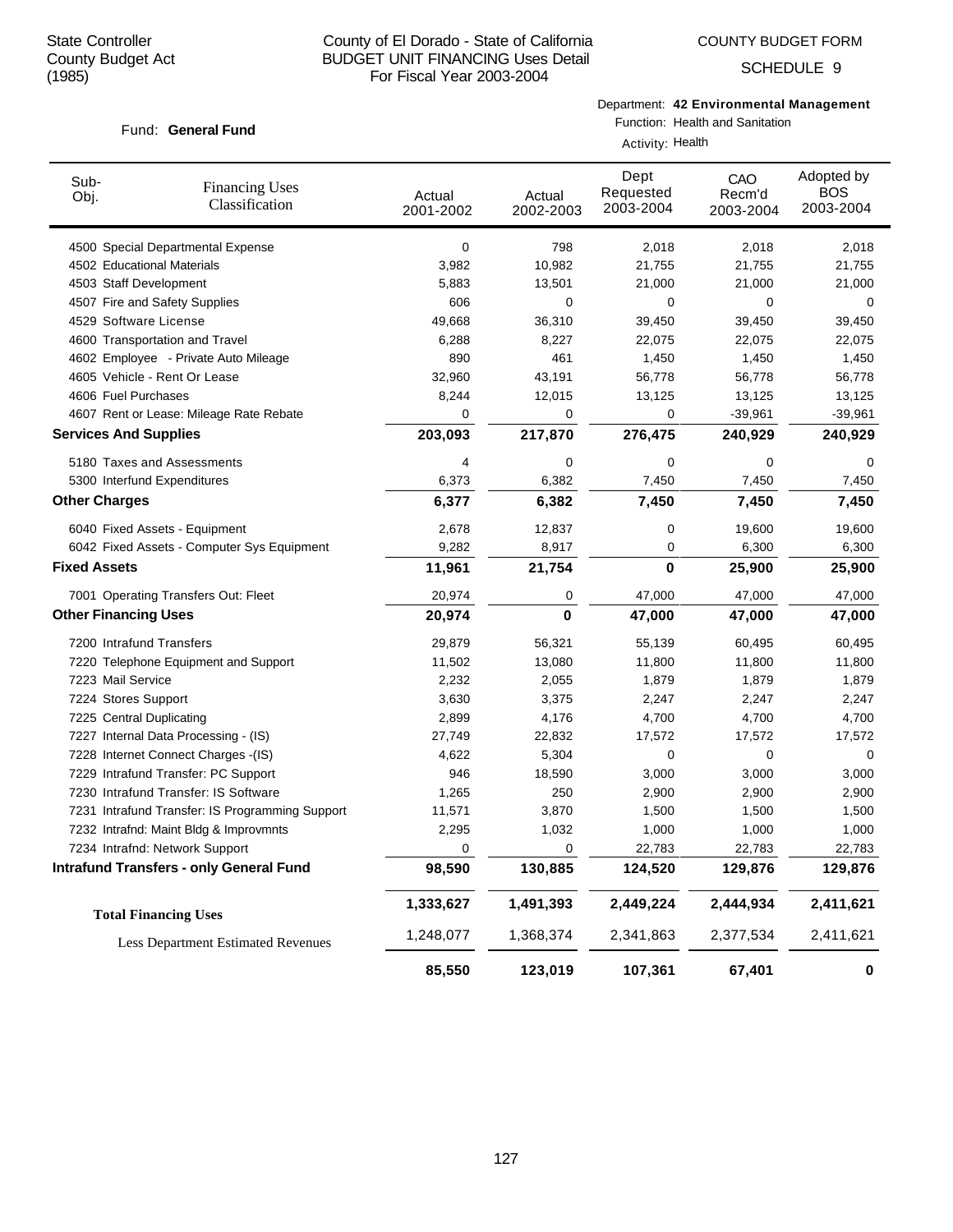State Controller
County Budget Act
(1985)

County of El Dorado - State of California
BUDGET UNIT FINANCING Uses Detail
For Fiscal Year 2003-2004

COUNTY BUDGET FORM

SCHEDULE 9

Fund: **General Fund**

Department: **42 Environmental Management**
Function: Health and Sanitation
Activity: Health

| Sub-Obj. | Financing Uses Classification | Actual 2001-2002 | Actual 2002-2003 | Dept Requested 2003-2004 | CAO Recm'd 2003-2004 | Adopted by BOS 2003-2004 |
|---|---|---|---|---|---|---|
| 4500 | Special Departmental Expense | 0 | 798 | 2,018 | 2,018 | 2,018 |
| 4502 | Educational Materials | 3,982 | 10,982 | 21,755 | 21,755 | 21,755 |
| 4503 | Staff Development | 5,883 | 13,501 | 21,000 | 21,000 | 21,000 |
| 4507 | Fire and Safety Supplies | 606 | 0 | 0 | 0 | 0 |
| 4529 | Software License | 49,668 | 36,310 | 39,450 | 39,450 | 39,450 |
| 4600 | Transportation and Travel | 6,288 | 8,227 | 22,075 | 22,075 | 22,075 |
| 4602 | Employee - Private Auto Mileage | 890 | 461 | 1,450 | 1,450 | 1,450 |
| 4605 | Vehicle - Rent Or Lease | 32,960 | 43,191 | 56,778 | 56,778 | 56,778 |
| 4606 | Fuel Purchases | 8,244 | 12,015 | 13,125 | 13,125 | 13,125 |
| 4607 | Rent or Lease: Mileage Rate Rebate | 0 | 0 | 0 | -39,961 | -39,961 |
| **Services And Supplies** | | **203,093** | **217,870** | **276,475** | **240,929** | **240,929** |
| 5180 | Taxes and Assessments | 4 | 0 | 0 | 0 | 0 |
| 5300 | Interfund Expenditures | 6,373 | 6,382 | 7,450 | 7,450 | 7,450 |
| **Other Charges** | | **6,377** | **6,382** | **7,450** | **7,450** | **7,450** |
| 6040 | Fixed Assets - Equipment | 2,678 | 12,837 | 0 | 19,600 | 19,600 |
| 6042 | Fixed Assets - Computer Sys Equipment | 9,282 | 8,917 | 0 | 6,300 | 6,300 |
| **Fixed Assets** | | **11,961** | **21,754** | **0** | **25,900** | **25,900** |
| 7001 | Operating Transfers Out: Fleet | 20,974 | 0 | 47,000 | 47,000 | 47,000 |
| **Other Financing Uses** | | **20,974** | **0** | **47,000** | **47,000** | **47,000** |
| 7200 | Intrafund Transfers | 29,879 | 56,321 | 55,139 | 60,495 | 60,495 |
| 7220 | Telephone Equipment and Support | 11,502 | 13,080 | 11,800 | 11,800 | 11,800 |
| 7223 | Mail Service | 2,232 | 2,055 | 1,879 | 1,879 | 1,879 |
| 7224 | Stores Support | 3,630 | 3,375 | 2,247 | 2,247 | 2,247 |
| 7225 | Central Duplicating | 2,899 | 4,176 | 4,700 | 4,700 | 4,700 |
| 7227 | Internal Data Processing - (IS) | 27,749 | 22,832 | 17,572 | 17,572 | 17,572 |
| 7228 | Internet Connect Charges -(IS) | 4,622 | 5,304 | 0 | 0 | 0 |
| 7229 | Intrafund Transfer: PC Support | 946 | 18,590 | 3,000 | 3,000 | 3,000 |
| 7230 | Intrafund Transfer: IS Software | 1,265 | 250 | 2,900 | 2,900 | 2,900 |
| 7231 | Intrafund Transfer: IS Programming Support | 11,571 | 3,870 | 1,500 | 1,500 | 1,500 |
| 7232 | Intrafnd: Maint Bldg & Improvmnts | 2,295 | 1,032 | 1,000 | 1,000 | 1,000 |
| 7234 | Intrafnd: Network Support | 0 | 0 | 22,783 | 22,783 | 22,783 |
| **Intrafund Transfers - only General Fund** | | **98,590** | **130,885** | **124,520** | **129,876** | **129,876** |
| **Total Financing Uses** | | **1,333,627** | **1,491,393** | **2,449,224** | **2,444,934** | **2,411,621** |
| Less Department Estimated Revenues | | 1,248,077 | 1,368,374 | 2,341,863 | 2,377,534 | 2,411,621 |
| | | **85,550** | **123,019** | **107,361** | **67,401** | **0** |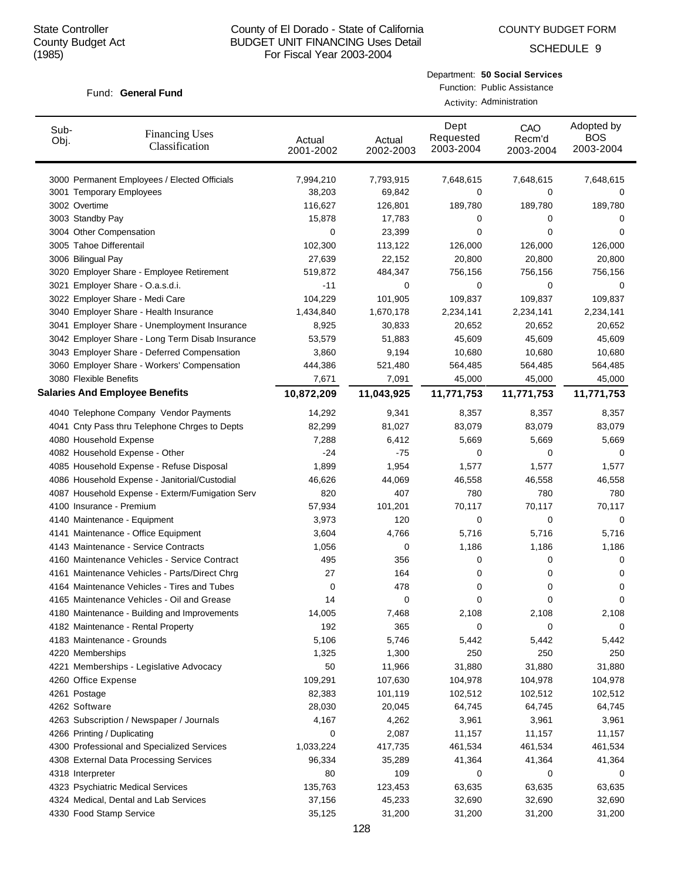State Controller
County Budget Act
(1985)

County of El Dorado - State of California
BUDGET UNIT FINANCING Uses Detail
For Fiscal Year 2003-2004

COUNTY BUDGET FORM

SCHEDULE 9

Fund: **General Fund**

Department: **50 Social Services**
Function: Public Assistance
Activity: Administration

| Sub-Obj. | Financing Uses Classification | Actual 2001-2002 | Actual 2002-2003 | Dept Requested 2003-2004 | CAO Recm'd 2003-2004 | Adopted by BOS 2003-2004 |
|---|---|---|---|---|---|---|
| 3000 | Permanent Employees / Elected Officials | 7,994,210 | 7,793,915 | 7,648,615 | 7,648,615 | 7,648,615 |
| 3001 | Temporary Employees | 38,203 | 69,842 | 0 | 0 | 0 |
| 3002 | Overtime | 116,627 | 126,801 | 189,780 | 189,780 | 189,780 |
| 3003 | Standby Pay | 15,878 | 17,783 | 0 | 0 | 0 |
| 3004 | Other Compensation | 0 | 23,399 | 0 | 0 | 0 |
| 3005 | Tahoe Differentail | 102,300 | 113,122 | 126,000 | 126,000 | 126,000 |
| 3006 | Bilingual Pay | 27,639 | 22,152 | 20,800 | 20,800 | 20,800 |
| 3020 | Employer Share - Employee Retirement | 519,872 | 484,347 | 756,156 | 756,156 | 756,156 |
| 3021 | Employer Share - O.a.s.d.i. | -11 | 0 | 0 | 0 | 0 |
| 3022 | Employer Share - Medi Care | 104,229 | 101,905 | 109,837 | 109,837 | 109,837 |
| 3040 | Employer Share - Health Insurance | 1,434,840 | 1,670,178 | 2,234,141 | 2,234,141 | 2,234,141 |
| 3041 | Employer Share - Unemployment Insurance | 8,925 | 30,833 | 20,652 | 20,652 | 20,652 |
| 3042 | Employer Share - Long Term Disab Insurance | 53,579 | 51,883 | 45,609 | 45,609 | 45,609 |
| 3043 | Employer Share - Deferred Compensation | 3,860 | 9,194 | 10,680 | 10,680 | 10,680 |
| 3060 | Employer Share - Workers' Compensation | 444,386 | 521,480 | 564,485 | 564,485 | 564,485 |
| 3080 | Flexible Benefits | 7,671 | 7,091 | 45,000 | 45,000 | 45,000 |
| **Salaries And Employee Benefits** | | **10,872,209** | **11,043,925** | **11,771,753** | **11,771,753** | **11,771,753** |
| 4040 | Telephone Company Vendor Payments | 14,292 | 9,341 | 8,357 | 8,357 | 8,357 |
| 4041 | Cnty Pass thru Telephone Chrges to Depts | 82,299 | 81,027 | 83,079 | 83,079 | 83,079 |
| 4080 | Household Expense | 7,288 | 6,412 | 5,669 | 5,669 | 5,669 |
| 4082 | Household Expense - Other | -24 | -75 | 0 | 0 | 0 |
| 4085 | Household Expense - Refuse Disposal | 1,899 | 1,954 | 1,577 | 1,577 | 1,577 |
| 4086 | Household Expense - Janitorial/Custodial | 46,626 | 44,069 | 46,558 | 46,558 | 46,558 |
| 4087 | Household Expense - Exterm/Fumigation Serv | 820 | 407 | 780 | 780 | 780 |
| 4100 | Insurance - Premium | 57,934 | 101,201 | 70,117 | 70,117 | 70,117 |
| 4140 | Maintenance - Equipment | 3,973 | 120 | 0 | 0 | 0 |
| 4141 | Maintenance - Office Equipment | 3,604 | 4,766 | 5,716 | 5,716 | 5,716 |
| 4143 | Maintenance - Service Contracts | 1,056 | 0 | 1,186 | 1,186 | 1,186 |
| 4160 | Maintenance Vehicles - Service Contract | 495 | 356 | 0 | 0 | 0 |
| 4161 | Maintenance Vehicles - Parts/Direct Chrg | 27 | 164 | 0 | 0 | 0 |
| 4164 | Maintenance Vehicles - Tires and Tubes | 0 | 478 | 0 | 0 | 0 |
| 4165 | Maintenance Vehicles - Oil and Grease | 14 | 0 | 0 | 0 | 0 |
| 4180 | Maintenance - Building and Improvements | 14,005 | 7,468 | 2,108 | 2,108 | 2,108 |
| 4182 | Maintenance - Rental Property | 192 | 365 | 0 | 0 | 0 |
| 4183 | Maintenance - Grounds | 5,106 | 5,746 | 5,442 | 5,442 | 5,442 |
| 4220 | Memberships | 1,325 | 1,300 | 250 | 250 | 250 |
| 4221 | Memberships - Legislative Advocacy | 50 | 11,966 | 31,880 | 31,880 | 31,880 |
| 4260 | Office Expense | 109,291 | 107,630 | 104,978 | 104,978 | 104,978 |
| 4261 | Postage | 82,383 | 101,119 | 102,512 | 102,512 | 102,512 |
| 4262 | Software | 28,030 | 20,045 | 64,745 | 64,745 | 64,745 |
| 4263 | Subscription / Newspaper / Journals | 4,167 | 4,262 | 3,961 | 3,961 | 3,961 |
| 4266 | Printing / Duplicating | 0 | 2,087 | 11,157 | 11,157 | 11,157 |
| 4300 | Professional and Specialized Services | 1,033,224 | 417,735 | 461,534 | 461,534 | 461,534 |
| 4308 | External Data Processing Services | 96,334 | 35,289 | 41,364 | 41,364 | 41,364 |
| 4318 | Interpreter | 80 | 109 | 0 | 0 | 0 |
| 4323 | Psychiatric Medical Services | 135,763 | 123,453 | 63,635 | 63,635 | 63,635 |
| 4324 | Medical, Dental and Lab Services | 37,156 | 45,233 | 32,690 | 32,690 | 32,690 |
| 4330 | Food Stamp Service | 35,125 | 31,200 | 31,200 | 31,200 | 31,200 |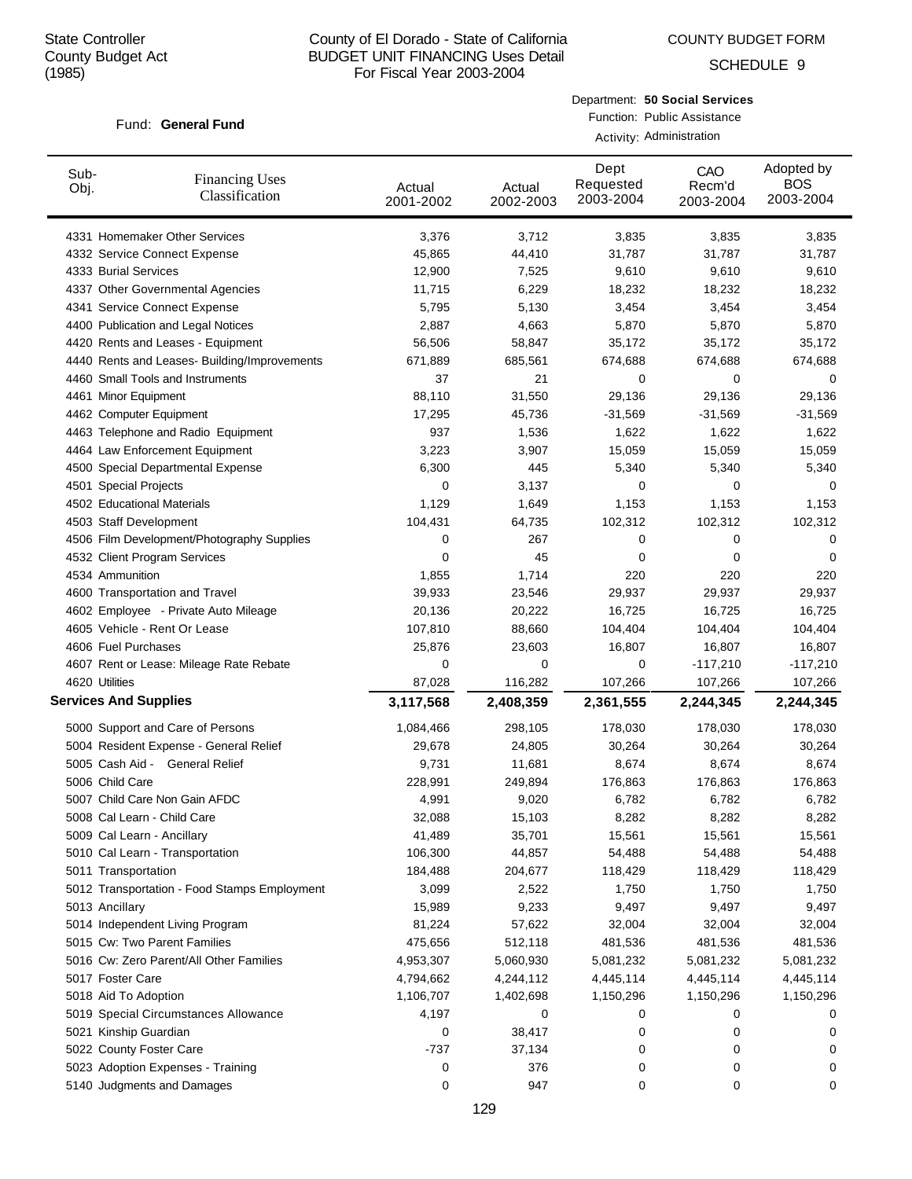State Controller
County Budget Act
(1985)

County of El Dorado - State of California
BUDGET UNIT FINANCING Uses Detail
For Fiscal Year 2003-2004

COUNTY BUDGET FORM
SCHEDULE 9

Fund: **General Fund**

Department: **50 Social Services**
Function: Public Assistance
Activity: Administration

| Sub-Obj. | Financing Uses Classification | Actual 2001-2002 | Actual 2002-2003 | Dept Requested 2003-2004 | CAO Recm'd 2003-2004 | Adopted by BOS 2003-2004 |
|---|---|---|---|---|---|---|
| 4331 | Homemaker Other Services | 3,376 | 3,712 | 3,835 | 3,835 | 3,835 |
| 4332 | Service Connect Expense | 45,865 | 44,410 | 31,787 | 31,787 | 31,787 |
| 4333 | Burial Services | 12,900 | 7,525 | 9,610 | 9,610 | 9,610 |
| 4337 | Other Governmental Agencies | 11,715 | 6,229 | 18,232 | 18,232 | 18,232 |
| 4341 | Service Connect Expense | 5,795 | 5,130 | 3,454 | 3,454 | 3,454 |
| 4400 | Publication and Legal Notices | 2,887 | 4,663 | 5,870 | 5,870 | 5,870 |
| 4420 | Rents and Leases - Equipment | 56,506 | 58,847 | 35,172 | 35,172 | 35,172 |
| 4440 | Rents and Leases- Building/Improvements | 671,889 | 685,561 | 674,688 | 674,688 | 674,688 |
| 4460 | Small Tools and Instruments | 37 | 21 | 0 | 0 | 0 |
| 4461 | Minor Equipment | 88,110 | 31,550 | 29,136 | 29,136 | 29,136 |
| 4462 | Computer Equipment | 17,295 | 45,736 | -31,569 | -31,569 | -31,569 |
| 4463 | Telephone and Radio Equipment | 937 | 1,536 | 1,622 | 1,622 | 1,622 |
| 4464 | Law Enforcement Equipment | 3,223 | 3,907 | 15,059 | 15,059 | 15,059 |
| 4500 | Special Departmental Expense | 6,300 | 445 | 5,340 | 5,340 | 5,340 |
| 4501 | Special Projects | 0 | 3,137 | 0 | 0 | 0 |
| 4502 | Educational Materials | 1,129 | 1,649 | 1,153 | 1,153 | 1,153 |
| 4503 | Staff Development | 104,431 | 64,735 | 102,312 | 102,312 | 102,312 |
| 4506 | Film Development/Photography Supplies | 0 | 267 | 0 | 0 | 0 |
| 4532 | Client Program Services | 0 | 45 | 0 | 0 | 0 |
| 4534 | Ammunition | 1,855 | 1,714 | 220 | 220 | 220 |
| 4600 | Transportation and Travel | 39,933 | 23,546 | 29,937 | 29,937 | 29,937 |
| 4602 | Employee - Private Auto Mileage | 20,136 | 20,222 | 16,725 | 16,725 | 16,725 |
| 4605 | Vehicle - Rent Or Lease | 107,810 | 88,660 | 104,404 | 104,404 | 104,404 |
| 4606 | Fuel Purchases | 25,876 | 23,603 | 16,807 | 16,807 | 16,807 |
| 4607 | Rent or Lease: Mileage Rate Rebate | 0 | 0 | 0 | -117,210 | -117,210 |
| 4620 | Utilities | 87,028 | 116,282 | 107,266 | 107,266 | 107,266 |
| **Services And Supplies** | | **3,117,568** | **2,408,359** | **2,361,555** | **2,244,345** | **2,244,345** |
| 5000 | Support and Care of Persons | 1,084,466 | 298,105 | 178,030 | 178,030 | 178,030 |
| 5004 | Resident Expense - General Relief | 29,678 | 24,805 | 30,264 | 30,264 | 30,264 |
| 5005 | Cash Aid - General Relief | 9,731 | 11,681 | 8,674 | 8,674 | 8,674 |
| 5006 | Child Care | 228,991 | 249,894 | 176,863 | 176,863 | 176,863 |
| 5007 | Child Care Non Gain AFDC | 4,991 | 9,020 | 6,782 | 6,782 | 6,782 |
| 5008 | Cal Learn - Child Care | 32,088 | 15,103 | 8,282 | 8,282 | 8,282 |
| 5009 | Cal Learn - Ancillary | 41,489 | 35,701 | 15,561 | 15,561 | 15,561 |
| 5010 | Cal Learn - Transportation | 106,300 | 44,857 | 54,488 | 54,488 | 54,488 |
| 5011 | Transportation | 184,488 | 204,677 | 118,429 | 118,429 | 118,429 |
| 5012 | Transportation - Food Stamps Employment | 3,099 | 2,522 | 1,750 | 1,750 | 1,750 |
| 5013 | Ancillary | 15,989 | 9,233 | 9,497 | 9,497 | 9,497 |
| 5014 | Independent Living Program | 81,224 | 57,622 | 32,004 | 32,004 | 32,004 |
| 5015 | Cw: Two Parent Families | 475,656 | 512,118 | 481,536 | 481,536 | 481,536 |
| 5016 | Cw: Zero Parent/All Other Families | 4,953,307 | 5,060,930 | 5,081,232 | 5,081,232 | 5,081,232 |
| 5017 | Foster Care | 4,794,662 | 4,244,112 | 4,445,114 | 4,445,114 | 4,445,114 |
| 5018 | Aid To Adoption | 1,106,707 | 1,402,698 | 1,150,296 | 1,150,296 | 1,150,296 |
| 5019 | Special Circumstances Allowance | 4,197 | 0 | 0 | 0 | 0 |
| 5021 | Kinship Guardian | 0 | 38,417 | 0 | 0 | 0 |
| 5022 | County Foster Care | -737 | 37,134 | 0 | 0 | 0 |
| 5023 | Adoption Expenses - Training | 0 | 376 | 0 | 0 | 0 |
| 5140 | Judgments and Damages | 0 | 947 | 0 | 0 | 0 |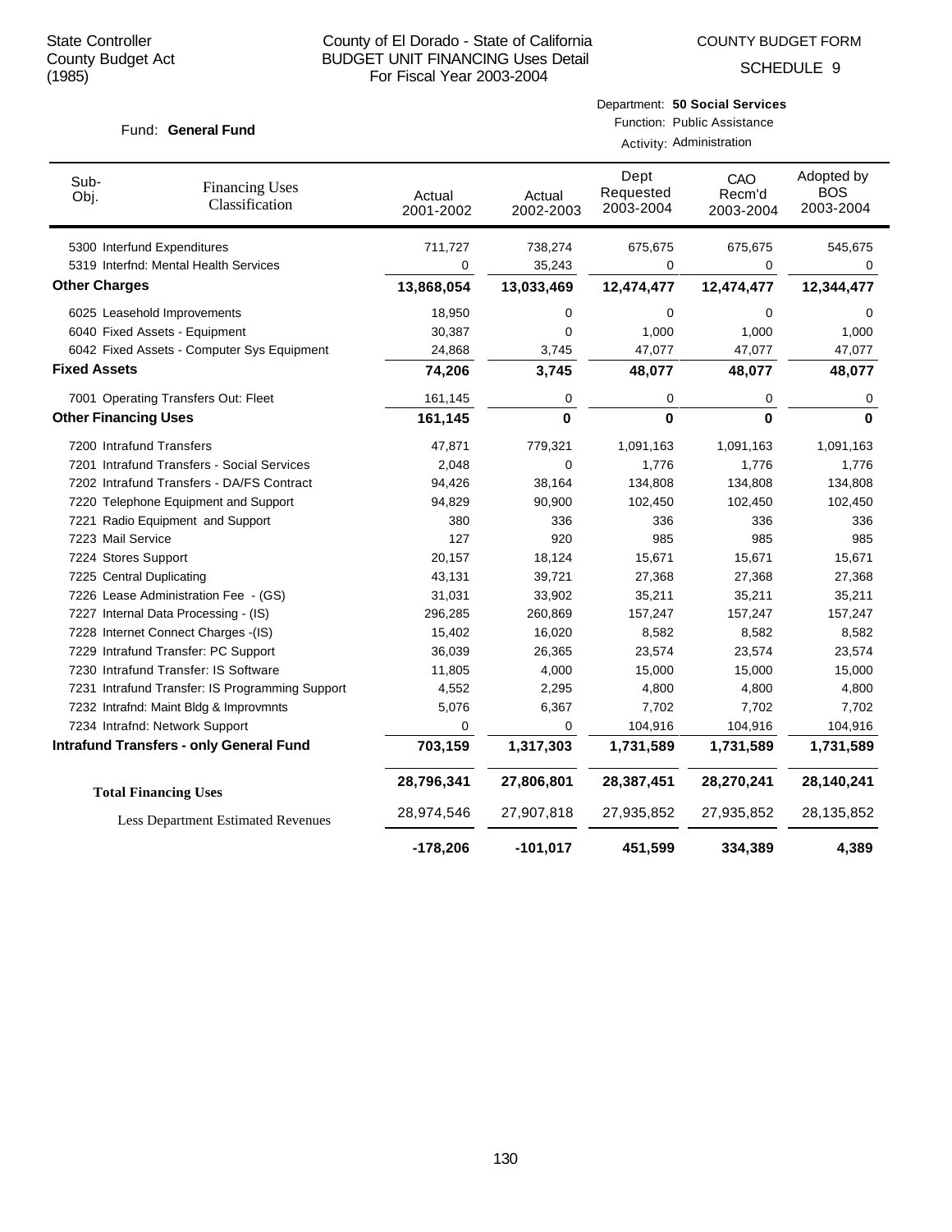State Controller
County Budget Act
(1985)

County of El Dorado - State of California
BUDGET UNIT FINANCING Uses Detail
For Fiscal Year 2003-2004

COUNTY BUDGET FORM

SCHEDULE 9

Fund: **General Fund**

Department: **50 Social Services**
Function: Public Assistance
Activity: Administration

| Sub-Obj. | Financing Uses Classification | Actual 2001-2002 | Actual 2002-2003 | Dept Requested 2003-2004 | CAO Recm'd 2003-2004 | Adopted by BOS 2003-2004 |
|---|---|---|---|---|---|---|
| 5300 | Interfund Expenditures | 711,727 | 738,274 | 675,675 | 675,675 | 545,675 |
| 5319 | Interfnd: Mental Health Services | 0 | 35,243 | 0 | 0 | 0 |
| **Other Charges** | | **13,868,054** | **13,033,469** | **12,474,477** | **12,474,477** | **12,344,477** |
| 6025 | Leasehold Improvements | 18,950 | 0 | 0 | 0 | 0 |
| 6040 | Fixed Assets - Equipment | 30,387 | 0 | 1,000 | 1,000 | 1,000 |
| 6042 | Fixed Assets - Computer Sys Equipment | 24,868 | 3,745 | 47,077 | 47,077 | 47,077 |
| **Fixed Assets** | | **74,206** | **3,745** | **48,077** | **48,077** | **48,077** |
| 7001 | Operating Transfers Out: Fleet | 161,145 | 0 | 0 | 0 | 0 |
| **Other Financing Uses** | | **161,145** | **0** | **0** | **0** | **0** |
| 7200 | Intrafund Transfers | 47,871 | 779,321 | 1,091,163 | 1,091,163 | 1,091,163 |
| 7201 | Intrafund Transfers - Social Services | 2,048 | 0 | 1,776 | 1,776 | 1,776 |
| 7202 | Intrafund Transfers - DA/FS Contract | 94,426 | 38,164 | 134,808 | 134,808 | 134,808 |
| 7220 | Telephone Equipment and Support | 94,829 | 90,900 | 102,450 | 102,450 | 102,450 |
| 7221 | Radio Equipment and Support | 380 | 336 | 336 | 336 | 336 |
| 7223 | Mail Service | 127 | 920 | 985 | 985 | 985 |
| 7224 | Stores Support | 20,157 | 18,124 | 15,671 | 15,671 | 15,671 |
| 7225 | Central Duplicating | 43,131 | 39,721 | 27,368 | 27,368 | 27,368 |
| 7226 | Lease Administration Fee - (GS) | 31,031 | 33,902 | 35,211 | 35,211 | 35,211 |
| 7227 | Internal Data Processing - (IS) | 296,285 | 260,869 | 157,247 | 157,247 | 157,247 |
| 7228 | Internet Connect Charges -(IS) | 15,402 | 16,020 | 8,582 | 8,582 | 8,582 |
| 7229 | Intrafund Transfer: PC Support | 36,039 | 26,365 | 23,574 | 23,574 | 23,574 |
| 7230 | Intrafund Transfer: IS Software | 11,805 | 4,000 | 15,000 | 15,000 | 15,000 |
| 7231 | Intrafund Transfer: IS Programming Support | 4,552 | 2,295 | 4,800 | 4,800 | 4,800 |
| 7232 | Intrafnd: Maint Bldg & Improvmnts | 5,076 | 6,367 | 7,702 | 7,702 | 7,702 |
| 7234 | Intrafnd: Network Support | 0 | 0 | 104,916 | 104,916 | 104,916 |
| **Intrafund Transfers - only General Fund** | | **703,159** | **1,317,303** | **1,731,589** | **1,731,589** | **1,731,589** |
| **Total Financing Uses** | | **28,796,341** | **27,806,801** | **28,387,451** | **28,270,241** | **28,140,241** |
| Less Department Estimated Revenues | | 28,974,546 | 27,907,818 | 27,935,852 | 27,935,852 | 28,135,852 |
| | | **-178,206** | **-101,017** | **451,599** | **334,389** | **4,389** |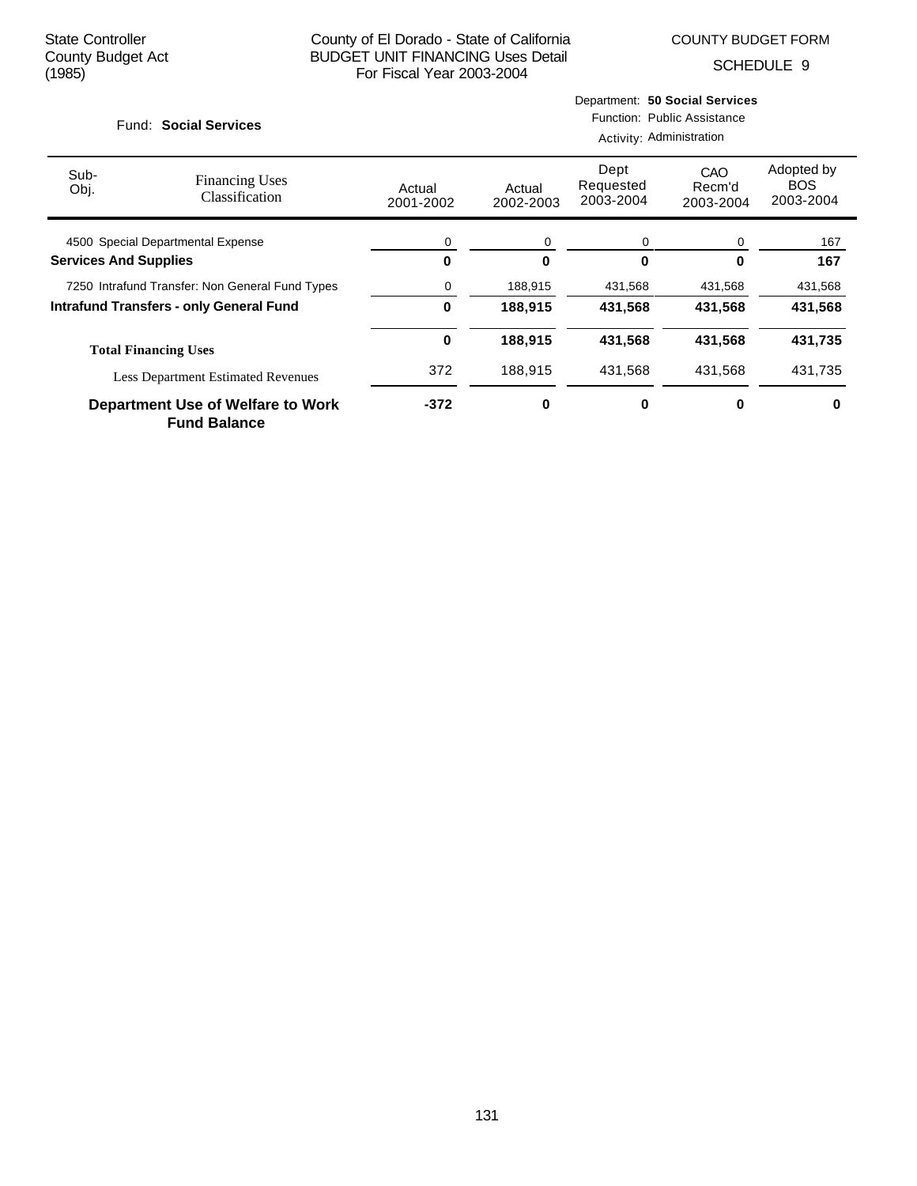State Controller
County Budget Act
(1985)

County of El Dorado - State of California
BUDGET UNIT FINANCING Uses Detail
For Fiscal Year 2003-2004

COUNTY BUDGET FORM
SCHEDULE 9

Fund: **Social Services**

Department: **50 Social Services**
Function: Public Assistance
Activity: Administration

| Sub-Obj. | Financing Uses Classification | Actual 2001-2002 | Actual 2002-2003 | Dept Requested 2003-2004 | CAO Recm'd 2003-2004 | Adopted by BOS 2003-2004 |
|---|---|---|---|---|---|---|
| 4500 | Special Departmental Expense | 0 | 0 | 0 | 0 | 167 |
| **Services And Supplies** | | **0** | **0** | **0** | **0** | **167** |
| 7250 | Intrafund Transfer: Non General Fund Types | 0 | 188,915 | 431,568 | 431,568 | 431,568 |
| **Intrafund Transfers - only General Fund** | | **0** | **188,915** | **431,568** | **431,568** | **431,568** |
| **Total Financing Uses** | | **0** | **188,915** | **431,568** | **431,568** | **431,735** |
| Less Department Estimated Revenues | | 372 | 188,915 | 431,568 | 431,568 | 431,735 |
| **Department Use of Welfare to Work Fund Balance** | | **-372** | **0** | **0** | **0** | **0** |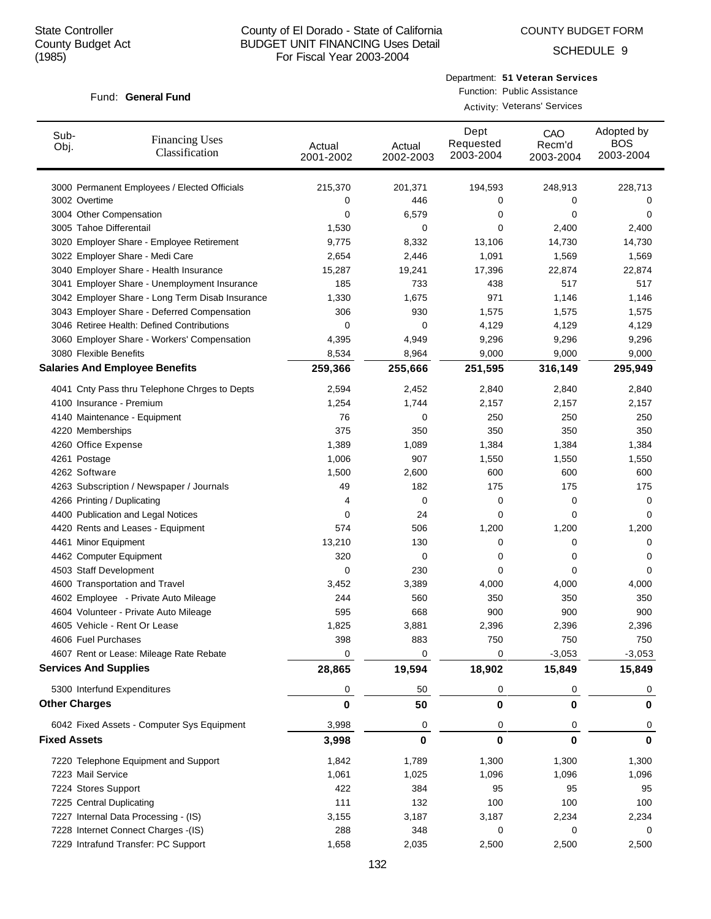State Controller
County Budget Act
(1985)

County of El Dorado - State of California
BUDGET UNIT FINANCING Uses Detail
For Fiscal Year 2003-2004

COUNTY BUDGET FORM

SCHEDULE 9

Fund: **General Fund**

Department: **51 Veteran Services**
Function: Public Assistance
Activity: Veterans' Services

| Sub-Obj. | Financing Uses Classification | Actual 2001-2002 | Actual 2002-2003 | Dept Requested 2003-2004 | CAO Recm'd 2003-2004 | Adopted by BOS 2003-2004 |
|---|---|---|---|---|---|---|
| 3000 | Permanent Employees / Elected Officials | 215,370 | 201,371 | 194,593 | 248,913 | 228,713 |
| 3002 | Overtime | 0 | 446 | 0 | 0 | 0 |
| 3004 | Other Compensation | 0 | 6,579 | 0 | 0 | 0 |
| 3005 | Tahoe Differentail | 1,530 | 0 | 0 | 2,400 | 2,400 |
| 3020 | Employer Share - Employee Retirement | 9,775 | 8,332 | 13,106 | 14,730 | 14,730 |
| 3022 | Employer Share - Medi Care | 2,654 | 2,446 | 1,091 | 1,569 | 1,569 |
| 3040 | Employer Share - Health Insurance | 15,287 | 19,241 | 17,396 | 22,874 | 22,874 |
| 3041 | Employer Share - Unemployment Insurance | 185 | 733 | 438 | 517 | 517 |
| 3042 | Employer Share - Long Term Disab Insurance | 1,330 | 1,675 | 971 | 1,146 | 1,146 |
| 3043 | Employer Share - Deferred Compensation | 306 | 930 | 1,575 | 1,575 | 1,575 |
| 3046 | Retiree Health: Defined Contributions | 0 | 0 | 4,129 | 4,129 | 4,129 |
| 3060 | Employer Share - Workers' Compensation | 4,395 | 4,949 | 9,296 | 9,296 | 9,296 |
| 3080 | Flexible Benefits | 8,534 | 8,964 | 9,000 | 9,000 | 9,000 |
| **Salaries And Employee Benefits** | | **259,366** | **255,666** | **251,595** | **316,149** | **295,949** |
| 4041 | Cnty Pass thru Telephone Chrges to Depts | 2,594 | 2,452 | 2,840 | 2,840 | 2,840 |
| 4100 | Insurance - Premium | 1,254 | 1,744 | 2,157 | 2,157 | 2,157 |
| 4140 | Maintenance - Equipment | 76 | 0 | 250 | 250 | 250 |
| 4220 | Memberships | 375 | 350 | 350 | 350 | 350 |
| 4260 | Office Expense | 1,389 | 1,089 | 1,384 | 1,384 | 1,384 |
| 4261 | Postage | 1,006 | 907 | 1,550 | 1,550 | 1,550 |
| 4262 | Software | 1,500 | 2,600 | 600 | 600 | 600 |
| 4263 | Subscription / Newspaper / Journals | 49 | 182 | 175 | 175 | 175 |
| 4266 | Printing / Duplicating | 4 | 0 | 0 | 0 | 0 |
| 4400 | Publication and Legal Notices | 0 | 24 | 0 | 0 | 0 |
| 4420 | Rents and Leases - Equipment | 574 | 506 | 1,200 | 1,200 | 1,200 |
| 4461 | Minor Equipment | 13,210 | 130 | 0 | 0 | 0 |
| 4462 | Computer Equipment | 320 | 0 | 0 | 0 | 0 |
| 4503 | Staff Development | 0 | 230 | 0 | 0 | 0 |
| 4600 | Transportation and Travel | 3,452 | 3,389 | 4,000 | 4,000 | 4,000 |
| 4602 | Employee - Private Auto Mileage | 244 | 560 | 350 | 350 | 350 |
| 4604 | Volunteer - Private Auto Mileage | 595 | 668 | 900 | 900 | 900 |
| 4605 | Vehicle - Rent Or Lease | 1,825 | 3,881 | 2,396 | 2,396 | 2,396 |
| 4606 | Fuel Purchases | 398 | 883 | 750 | 750 | 750 |
| 4607 | Rent or Lease: Mileage Rate Rebate | 0 | 0 | 0 | -3,053 | -3,053 |
| **Services And Supplies** | | **28,865** | **19,594** | **18,902** | **15,849** | **15,849** |
| 5300 | Interfund Expenditures | 0 | 50 | 0 | 0 | 0 |
| **Other Charges** | | **0** | **50** | **0** | **0** | **0** |
| 6042 | Fixed Assets - Computer Sys Equipment | 3,998 | 0 | 0 | 0 | 0 |
| **Fixed Assets** | | **3,998** | **0** | **0** | **0** | **0** |
| 7220 | Telephone Equipment and Support | 1,842 | 1,789 | 1,300 | 1,300 | 1,300 |
| 7223 | Mail Service | 1,061 | 1,025 | 1,096 | 1,096 | 1,096 |
| 7224 | Stores Support | 422 | 384 | 95 | 95 | 95 |
| 7225 | Central Duplicating | 111 | 132 | 100 | 100 | 100 |
| 7227 | Internal Data Processing - (IS) | 3,155 | 3,187 | 3,187 | 2,234 | 2,234 |
| 7228 | Internet Connect Charges -(IS) | 288 | 348 | 0 | 0 | 0 |
| 7229 | Intrafund Transfer: PC Support | 1,658 | 2,035 | 2,500 | 2,500 | 2,500 |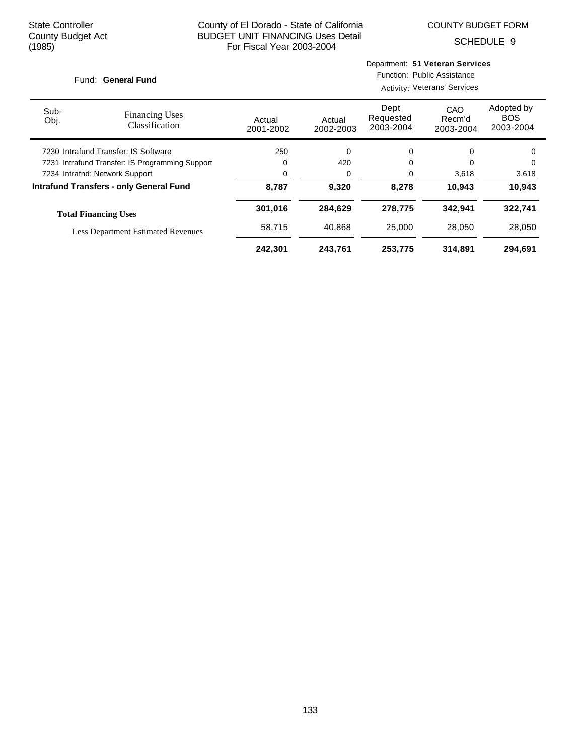State Controller
County Budget Act
(1985)

County of El Dorado - State of California
BUDGET UNIT FINANCING Uses Detail
For Fiscal Year 2003-2004

COUNTY BUDGET FORM
SCHEDULE 9

Fund: **General Fund**

Department: **51 Veteran Services**
Function: Public Assistance
Activity: Veterans' Services

| Sub-Obj. | Financing Uses Classification | Actual 2001-2002 | Actual 2002-2003 | Dept Requested 2003-2004 | CAO Recm'd 2003-2004 | Adopted by BOS 2003-2004 |
|---|---|---|---|---|---|---|
| 7230 | Intrafund Transfer: IS Software | 250 | 0 | 0 | 0 | 0 |
| 7231 | Intrafund Transfer: IS Programming Support | 0 | 420 | 0 | 0 | 0 |
| 7234 | Intrafnd: Network Support | 0 | 0 | 0 | 3,618 | 3,618 |
| **Intrafund Transfers - only General Fund** | | **8,787** | **9,320** | **8,278** | **10,943** | **10,943** |
| **Total Financing Uses** | | **301,016** | **284,629** | **278,775** | **342,941** | **322,741** |
| Less Department Estimated Revenues | | 58,715 | 40,868 | 25,000 | 28,050 | 28,050 |
| | | **242,301** | **243,761** | **253,775** | **314,891** | **294,691** |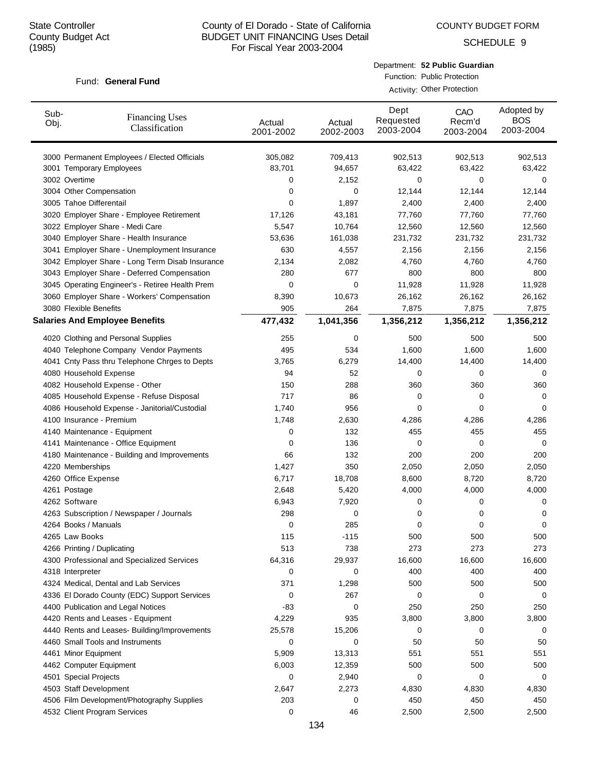State Controller
County Budget Act
(1985)

# County of El Dorado - State of California
## BUDGET UNIT FINANCING Uses Detail
For Fiscal Year 2003-2004

COUNTY BUDGET FORM

SCHEDULE 9

Fund: **General Fund**

Department: **52 Public Guardian**
Function: Public Protection
Activity: Other Protection

| Sub-Obj. | Financing Uses Classification | Actual 2001-2002 | Actual 2002-2003 | Dept Requested 2003-2004 | CAO Recm'd 2003-2004 | Adopted by BOS 2003-2004 |
|---|---|---|---|---|---|---|
| 3000 | Permanent Employees / Elected Officials | 305,082 | 709,413 | 902,513 | 902,513 | 902,513 |
| 3001 | Temporary Employees | 83,701 | 94,657 | 63,422 | 63,422 | 63,422 |
| 3002 | Overtime | 0 | 2,152 | 0 | 0 | 0 |
| 3004 | Other Compensation | 0 | 0 | 12,144 | 12,144 | 12,144 |
| 3005 | Tahoe Differentail | 0 | 1,897 | 2,400 | 2,400 | 2,400 |
| 3020 | Employer Share - Employee Retirement | 17,126 | 43,181 | 77,760 | 77,760 | 77,760 |
| 3022 | Employer Share - Medi Care | 5,547 | 10,764 | 12,560 | 12,560 | 12,560 |
| 3040 | Employer Share - Health Insurance | 53,636 | 161,038 | 231,732 | 231,732 | 231,732 |
| 3041 | Employer Share - Unemployment Insurance | 630 | 4,557 | 2,156 | 2,156 | 2,156 |
| 3042 | Employer Share - Long Term Disab Insurance | 2,134 | 2,082 | 4,760 | 4,760 | 4,760 |
| 3043 | Employer Share - Deferred Compensation | 280 | 677 | 800 | 800 | 800 |
| 3045 | Operating Engineer's - Retiree Health Prem | 0 | 0 | 11,928 | 11,928 | 11,928 |
| 3060 | Employer Share - Workers' Compensation | 8,390 | 10,673 | 26,162 | 26,162 | 26,162 |
| 3080 | Flexible Benefits | 905 | 264 | 7,875 | 7,875 | 7,875 |
| **Salaries And Employee Benefits** | | **477,432** | **1,041,356** | **1,356,212** | **1,356,212** | **1,356,212** |
| 4020 | Clothing and Personal Supplies | 255 | 0 | 500 | 500 | 500 |
| 4040 | Telephone Company Vendor Payments | 495 | 534 | 1,600 | 1,600 | 1,600 |
| 4041 | Cnty Pass thru Telephone Chrges to Depts | 3,765 | 6,279 | 14,400 | 14,400 | 14,400 |
| 4080 | Household Expense | 94 | 52 | 0 | 0 | 0 |
| 4082 | Household Expense - Other | 150 | 288 | 360 | 360 | 360 |
| 4085 | Household Expense - Refuse Disposal | 717 | 86 | 0 | 0 | 0 |
| 4086 | Household Expense - Janitorial/Custodial | 1,740 | 956 | 0 | 0 | 0 |
| 4100 | Insurance - Premium | 1,748 | 2,630 | 4,286 | 4,286 | 4,286 |
| 4140 | Maintenance - Equipment | 0 | 132 | 455 | 455 | 455 |
| 4141 | Maintenance - Office Equipment | 0 | 136 | 0 | 0 | 0 |
| 4180 | Maintenance - Building and Improvements | 66 | 132 | 200 | 200 | 200 |
| 4220 | Memberships | 1,427 | 350 | 2,050 | 2,050 | 2,050 |
| 4260 | Office Expense | 6,717 | 18,708 | 8,600 | 8,720 | 8,720 |
| 4261 | Postage | 2,648 | 5,420 | 4,000 | 4,000 | 4,000 |
| 4262 | Software | 6,943 | 7,920 | 0 | 0 | 0 |
| 4263 | Subscription / Newspaper / Journals | 298 | 0 | 0 | 0 | 0 |
| 4264 | Books / Manuals | 0 | 285 | 0 | 0 | 0 |
| 4265 | Law Books | 115 | -115 | 500 | 500 | 500 |
| 4266 | Printing / Duplicating | 513 | 738 | 273 | 273 | 273 |
| 4300 | Professional and Specialized Services | 64,316 | 29,937 | 16,600 | 16,600 | 16,600 |
| 4318 | Interpreter | 0 | 0 | 400 | 400 | 400 |
| 4324 | Medical, Dental and Lab Services | 371 | 1,298 | 500 | 500 | 500 |
| 4336 | El Dorado County (EDC) Support Services | 0 | 267 | 0 | 0 | 0 |
| 4400 | Publication and Legal Notices | -83 | 0 | 250 | 250 | 250 |
| 4420 | Rents and Leases - Equipment | 4,229 | 935 | 3,800 | 3,800 | 3,800 |
| 4440 | Rents and Leases- Building/Improvements | 25,578 | 15,206 | 0 | 0 | 0 |
| 4460 | Small Tools and Instruments | 0 | 0 | 50 | 50 | 50 |
| 4461 | Minor Equipment | 5,909 | 13,313 | 551 | 551 | 551 |
| 4462 | Computer Equipment | 6,003 | 12,359 | 500 | 500 | 500 |
| 4501 | Special Projects | 0 | 2,940 | 0 | 0 | 0 |
| 4503 | Staff Development | 2,647 | 2,273 | 4,830 | 4,830 | 4,830 |
| 4506 | Film Development/Photography Supplies | 203 | 0 | 450 | 450 | 450 |
| 4532 | Client Program Services | 0 | 46 | 2,500 | 2,500 | 2,500 |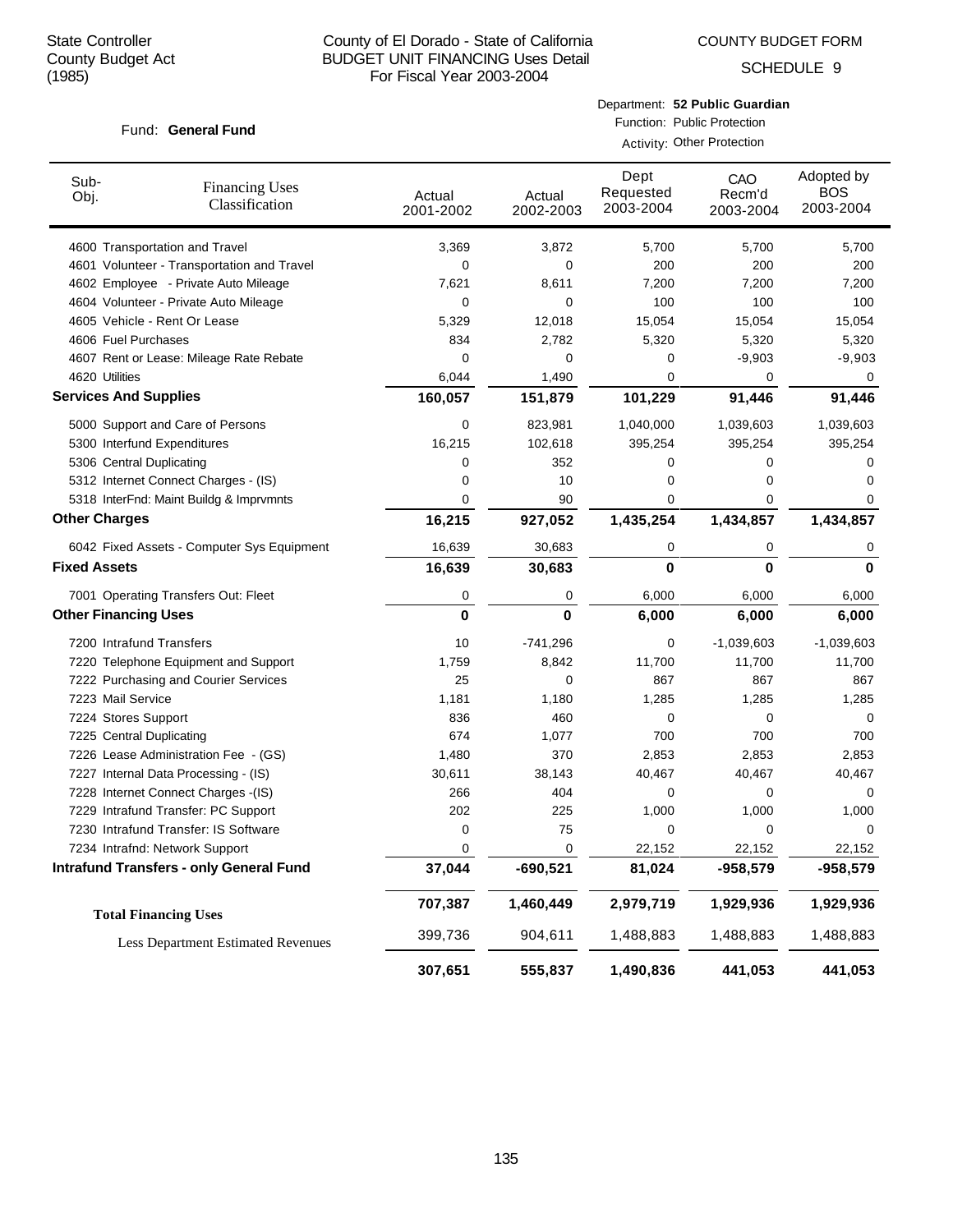State Controller
County Budget Act
(1985)

County of El Dorado - State of California
BUDGET UNIT FINANCING Uses Detail
For Fiscal Year 2003-2004

COUNTY BUDGET FORM

SCHEDULE 9

Fund: **General Fund**

Department: **52 Public Guardian**
Function: Public Protection
Activity: Other Protection

| Sub-Obj. | Financing Uses Classification | Actual 2001-2002 | Actual 2002-2003 | Dept Requested 2003-2004 | CAO Recm'd 2003-2004 | Adopted by BOS 2003-2004 |
|---|---|---|---|---|---|---|
| 4600 | Transportation and Travel | 3,369 | 3,872 | 5,700 | 5,700 | 5,700 |
| 4601 | Volunteer - Transportation and Travel | 0 | 0 | 200 | 200 | 200 |
| 4602 | Employee - Private Auto Mileage | 7,621 | 8,611 | 7,200 | 7,200 | 7,200 |
| 4604 | Volunteer - Private Auto Mileage | 0 | 0 | 100 | 100 | 100 |
| 4605 | Vehicle - Rent Or Lease | 5,329 | 12,018 | 15,054 | 15,054 | 15,054 |
| 4606 | Fuel Purchases | 834 | 2,782 | 5,320 | 5,320 | 5,320 |
| 4607 | Rent or Lease: Mileage Rate Rebate | 0 | 0 | 0 | -9,903 | -9,903 |
| 4620 | Utilities | 6,044 | 1,490 | 0 | 0 | 0 |
| **Services And Supplies** | | **160,057** | **151,879** | **101,229** | **91,446** | **91,446** |
| 5000 | Support and Care of Persons | 0 | 823,981 | 1,040,000 | 1,039,603 | 1,039,603 |
| 5300 | Interfund Expenditures | 16,215 | 102,618 | 395,254 | 395,254 | 395,254 |
| 5306 | Central Duplicating | 0 | 352 | 0 | 0 | 0 |
| 5312 | Internet Connect Charges - (IS) | 0 | 10 | 0 | 0 | 0 |
| 5318 | InterFnd: Maint Buildg & Imprvmnts | 0 | 90 | 0 | 0 | 0 |
| **Other Charges** | | **16,215** | **927,052** | **1,435,254** | **1,434,857** | **1,434,857** |
| 6042 | Fixed Assets - Computer Sys Equipment | 16,639 | 30,683 | 0 | 0 | 0 |
| **Fixed Assets** | | **16,639** | **30,683** | **0** | **0** | **0** |
| 7001 | Operating Transfers Out: Fleet | 0 | 0 | 6,000 | 6,000 | 6,000 |
| **Other Financing Uses** | | **0** | **0** | **6,000** | **6,000** | **6,000** |
| 7200 | Intrafund Transfers | 10 | -741,296 | 0 | -1,039,603 | -1,039,603 |
| 7220 | Telephone Equipment and Support | 1,759 | 8,842 | 11,700 | 11,700 | 11,700 |
| 7222 | Purchasing and Courier Services | 25 | 0 | 867 | 867 | 867 |
| 7223 | Mail Service | 1,181 | 1,180 | 1,285 | 1,285 | 1,285 |
| 7224 | Stores Support | 836 | 460 | 0 | 0 | 0 |
| 7225 | Central Duplicating | 674 | 1,077 | 700 | 700 | 700 |
| 7226 | Lease Administration Fee - (GS) | 1,480 | 370 | 2,853 | 2,853 | 2,853 |
| 7227 | Internal Data Processing - (IS) | 30,611 | 38,143 | 40,467 | 40,467 | 40,467 |
| 7228 | Internet Connect Charges -(IS) | 266 | 404 | 0 | 0 | 0 |
| 7229 | Intrafund Transfer: PC Support | 202 | 225 | 1,000 | 1,000 | 1,000 |
| 7230 | Intrafund Transfer: IS Software | 0 | 75 | 0 | 0 | 0 |
| 7234 | Intrafnd: Network Support | 0 | 0 | 22,152 | 22,152 | 22,152 |
| **Intrafund Transfers - only General Fund** | | **37,044** | **-690,521** | **81,024** | **-958,579** | **-958,579** |
| **Total Financing Uses** | | **707,387** | **1,460,449** | **2,979,719** | **1,929,936** | **1,929,936** |
| | Less Department Estimated Revenues | 399,736 | 904,611 | 1,488,883 | 1,488,883 | 1,488,883 |
| | | **307,651** | **555,837** | **1,490,836** | **441,053** | **441,053** |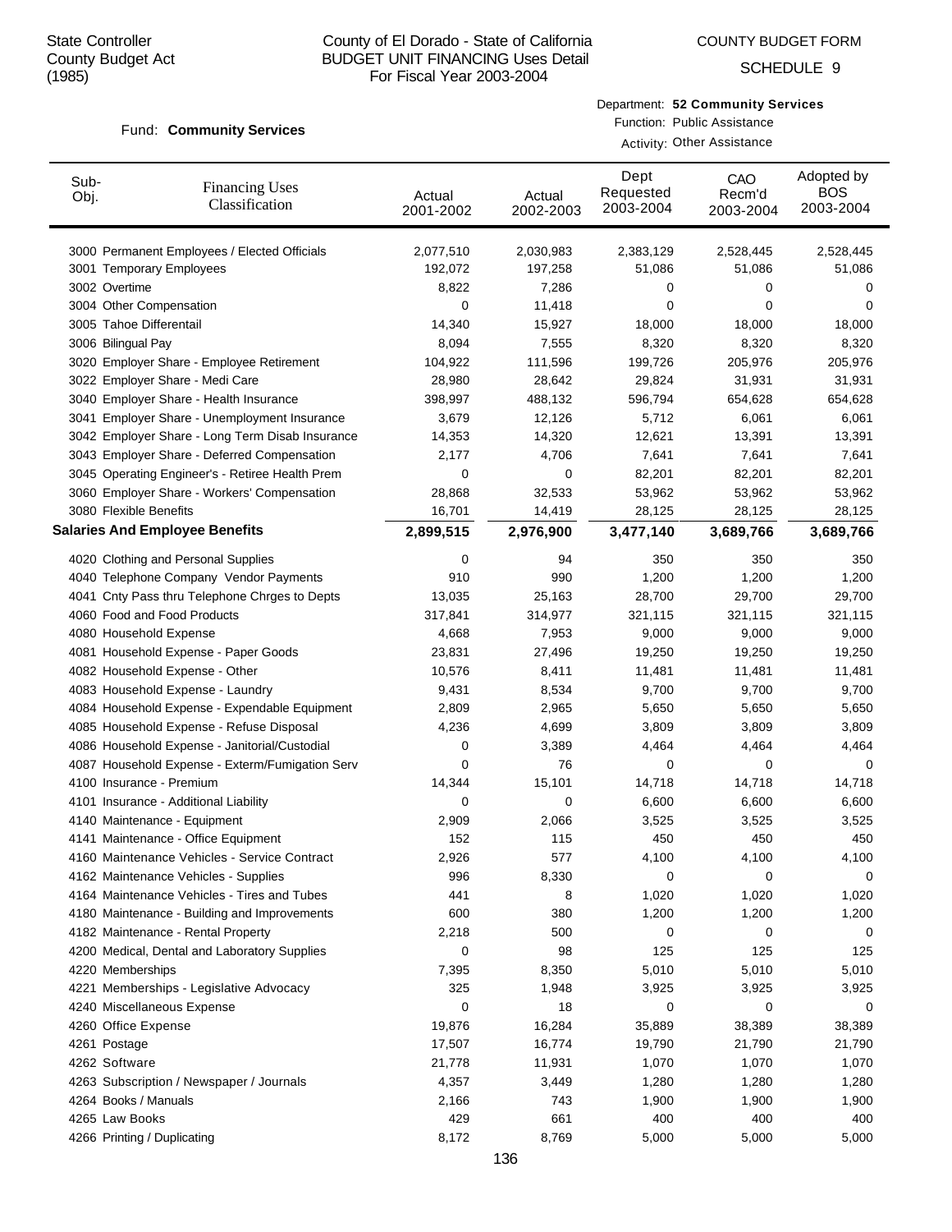State Controller
County Budget Act
(1985)

County of El Dorado - State of California
BUDGET UNIT FINANCING Uses Detail
For Fiscal Year 2003-2004

COUNTY BUDGET FORM
SCHEDULE 9

Fund: **Community Services**

Department: **52 Community Services**
Function: Public Assistance
Activity: Other Assistance

| Sub-Obj. | Financing Uses Classification | Actual 2001-2002 | Actual 2002-2003 | Dept Requested 2003-2004 | CAO Recm'd 2003-2004 | Adopted by BOS 2003-2004 |
|---|---|---|---|---|---|---|
| 3000 | Permanent Employees / Elected Officials | 2,077,510 | 2,030,983 | 2,383,129 | 2,528,445 | 2,528,445 |
| 3001 | Temporary Employees | 192,072 | 197,258 | 51,086 | 51,086 | 51,086 |
| 3002 | Overtime | 8,822 | 7,286 | 0 | 0 | 0 |
| 3004 | Other Compensation | 0 | 11,418 | 0 | 0 | 0 |
| 3005 | Tahoe Differentail | 14,340 | 15,927 | 18,000 | 18,000 | 18,000 |
| 3006 | Bilingual Pay | 8,094 | 7,555 | 8,320 | 8,320 | 8,320 |
| 3020 | Employer Share - Employee Retirement | 104,922 | 111,596 | 199,726 | 205,976 | 205,976 |
| 3022 | Employer Share - Medi Care | 28,980 | 28,642 | 29,824 | 31,931 | 31,931 |
| 3040 | Employer Share - Health Insurance | 398,997 | 488,132 | 596,794 | 654,628 | 654,628 |
| 3041 | Employer Share - Unemployment Insurance | 3,679 | 12,126 | 5,712 | 6,061 | 6,061 |
| 3042 | Employer Share - Long Term Disab Insurance | 14,353 | 14,320 | 12,621 | 13,391 | 13,391 |
| 3043 | Employer Share - Deferred Compensation | 2,177 | 4,706 | 7,641 | 7,641 | 7,641 |
| 3045 | Operating Engineer's - Retiree Health Prem | 0 | 0 | 82,201 | 82,201 | 82,201 |
| 3060 | Employer Share - Workers' Compensation | 28,868 | 32,533 | 53,962 | 53,962 | 53,962 |
| 3080 | Flexible Benefits | 16,701 | 14,419 | 28,125 | 28,125 | 28,125 |
| **Salaries And Employee Benefits** | | **2,899,515** | **2,976,900** | **3,477,140** | **3,689,766** | **3,689,766** |
| 4020 | Clothing and Personal Supplies | 0 | 94 | 350 | 350 | 350 |
| 4040 | Telephone Company Vendor Payments | 910 | 990 | 1,200 | 1,200 | 1,200 |
| 4041 | Cnty Pass thru Telephone Chrges to Depts | 13,035 | 25,163 | 28,700 | 29,700 | 29,700 |
| 4060 | Food and Food Products | 317,841 | 314,977 | 321,115 | 321,115 | 321,115 |
| 4080 | Household Expense | 4,668 | 7,953 | 9,000 | 9,000 | 9,000 |
| 4081 | Household Expense - Paper Goods | 23,831 | 27,496 | 19,250 | 19,250 | 19,250 |
| 4082 | Household Expense - Other | 10,576 | 8,411 | 11,481 | 11,481 | 11,481 |
| 4083 | Household Expense - Laundry | 9,431 | 8,534 | 9,700 | 9,700 | 9,700 |
| 4084 | Household Expense - Expendable Equipment | 2,809 | 2,965 | 5,650 | 5,650 | 5,650 |
| 4085 | Household Expense - Refuse Disposal | 4,236 | 4,699 | 3,809 | 3,809 | 3,809 |
| 4086 | Household Expense - Janitorial/Custodial | 0 | 3,389 | 4,464 | 4,464 | 4,464 |
| 4087 | Household Expense - Exterm/Fumigation Serv | 0 | 76 | 0 | 0 | 0 |
| 4100 | Insurance - Premium | 14,344 | 15,101 | 14,718 | 14,718 | 14,718 |
| 4101 | Insurance - Additional Liability | 0 | 0 | 6,600 | 6,600 | 6,600 |
| 4140 | Maintenance - Equipment | 2,909 | 2,066 | 3,525 | 3,525 | 3,525 |
| 4141 | Maintenance - Office Equipment | 152 | 115 | 450 | 450 | 450 |
| 4160 | Maintenance Vehicles - Service Contract | 2,926 | 577 | 4,100 | 4,100 | 4,100 |
| 4162 | Maintenance Vehicles - Supplies | 996 | 8,330 | 0 | 0 | 0 |
| 4164 | Maintenance Vehicles - Tires and Tubes | 441 | 8 | 1,020 | 1,020 | 1,020 |
| 4180 | Maintenance - Building and Improvements | 600 | 380 | 1,200 | 1,200 | 1,200 |
| 4182 | Maintenance - Rental Property | 2,218 | 500 | 0 | 0 | 0 |
| 4200 | Medical, Dental and Laboratory Supplies | 0 | 98 | 125 | 125 | 125 |
| 4220 | Memberships | 7,395 | 8,350 | 5,010 | 5,010 | 5,010 |
| 4221 | Memberships - Legislative Advocacy | 325 | 1,948 | 3,925 | 3,925 | 3,925 |
| 4240 | Miscellaneous Expense | 0 | 18 | 0 | 0 | 0 |
| 4260 | Office Expense | 19,876 | 16,284 | 35,889 | 38,389 | 38,389 |
| 4261 | Postage | 17,507 | 16,774 | 19,790 | 21,790 | 21,790 |
| 4262 | Software | 21,778 | 11,931 | 1,070 | 1,070 | 1,070 |
| 4263 | Subscription / Newspaper / Journals | 4,357 | 3,449 | 1,280 | 1,280 | 1,280 |
| 4264 | Books / Manuals | 2,166 | 743 | 1,900 | 1,900 | 1,900 |
| 4265 | Law Books | 429 | 661 | 400 | 400 | 400 |
| 4266 | Printing / Duplicating | 8,172 | 8,769 | 5,000 | 5,000 | 5,000 |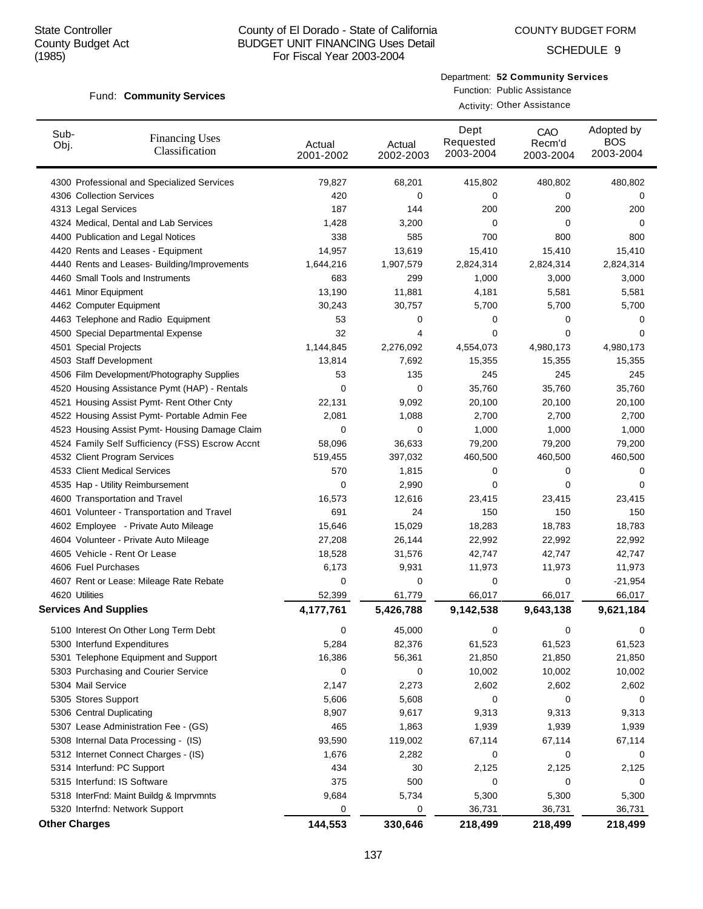State Controller
County Budget Act
(1985)

# County of El Dorado - State of California
## BUDGET UNIT FINANCING Uses Detail
### For Fiscal Year 2003-2004

COUNTY BUDGET FORM

SCHEDULE 9

Fund: **Community Services**

Department: **52 Community Services**
Function: Public Assistance
Activity: Other Assistance

| Sub-Obj. | Financing Uses Classification | Actual 2001-2002 | Actual 2002-2003 | Dept Requested 2003-2004 | CAO Recm'd 2003-2004 | Adopted by BOS 2003-2004 |
|---|---|---|---|---|---|---|
| 4300 | Professional and Specialized Services | 79,827 | 68,201 | 415,802 | 480,802 | 480,802 |
| 4306 | Collection Services | 420 | 0 | 0 | 0 | 0 |
| 4313 | Legal Services | 187 | 144 | 200 | 200 | 200 |
| 4324 | Medical, Dental and Lab Services | 1,428 | 3,200 | 0 | 0 | 0 |
| 4400 | Publication and Legal Notices | 338 | 585 | 700 | 800 | 800 |
| 4420 | Rents and Leases - Equipment | 14,957 | 13,619 | 15,410 | 15,410 | 15,410 |
| 4440 | Rents and Leases- Building/Improvements | 1,644,216 | 1,907,579 | 2,824,314 | 2,824,314 | 2,824,314 |
| 4460 | Small Tools and Instruments | 683 | 299 | 1,000 | 3,000 | 3,000 |
| 4461 | Minor Equipment | 13,190 | 11,881 | 4,181 | 5,581 | 5,581 |
| 4462 | Computer Equipment | 30,243 | 30,757 | 5,700 | 5,700 | 5,700 |
| 4463 | Telephone and Radio Equipment | 53 | 0 | 0 | 0 | 0 |
| 4500 | Special Departmental Expense | 32 | 4 | 0 | 0 | 0 |
| 4501 | Special Projects | 1,144,845 | 2,276,092 | 4,554,073 | 4,980,173 | 4,980,173 |
| 4503 | Staff Development | 13,814 | 7,692 | 15,355 | 15,355 | 15,355 |
| 4506 | Film Development/Photography Supplies | 53 | 135 | 245 | 245 | 245 |
| 4520 | Housing Assistance Pymt (HAP) - Rentals | 0 | 0 | 35,760 | 35,760 | 35,760 |
| 4521 | Housing Assist Pymt- Rent Other Cnty | 22,131 | 9,092 | 20,100 | 20,100 | 20,100 |
| 4522 | Housing Assist Pymt- Portable Admin Fee | 2,081 | 1,088 | 2,700 | 2,700 | 2,700 |
| 4523 | Housing Assist Pymt- Housing Damage Claim | 0 | 0 | 1,000 | 1,000 | 1,000 |
| 4524 | Family Self Sufficiency (FSS) Escrow Accnt | 58,096 | 36,633 | 79,200 | 79,200 | 79,200 |
| 4532 | Client Program Services | 519,455 | 397,032 | 460,500 | 460,500 | 460,500 |
| 4533 | Client Medical Services | 570 | 1,815 | 0 | 0 | 0 |
| 4535 | Hap - Utility Reimbursement | 0 | 2,990 | 0 | 0 | 0 |
| 4600 | Transportation and Travel | 16,573 | 12,616 | 23,415 | 23,415 | 23,415 |
| 4601 | Volunteer - Transportation and Travel | 691 | 24 | 150 | 150 | 150 |
| 4602 | Employee - Private Auto Mileage | 15,646 | 15,029 | 18,283 | 18,783 | 18,783 |
| 4604 | Volunteer - Private Auto Mileage | 27,208 | 26,144 | 22,992 | 22,992 | 22,992 |
| 4605 | Vehicle - Rent Or Lease | 18,528 | 31,576 | 42,747 | 42,747 | 42,747 |
| 4606 | Fuel Purchases | 6,173 | 9,931 | 11,973 | 11,973 | 11,973 |
| 4607 | Rent or Lease: Mileage Rate Rebate | 0 | 0 | 0 | 0 | -21,954 |
| 4620 | Utilities | 52,399 | 61,779 | 66,017 | 66,017 | 66,017 |
| **Services And Supplies** | | **4,177,761** | **5,426,788** | **9,142,538** | **9,643,138** | **9,621,184** |
| 5100 | Interest On Other Long Term Debt | 0 | 45,000 | 0 | 0 | 0 |
| 5300 | Interfund Expenditures | 5,284 | 82,376 | 61,523 | 61,523 | 61,523 |
| 5301 | Telephone Equipment and Support | 16,386 | 56,361 | 21,850 | 21,850 | 21,850 |
| 5303 | Purchasing and Courier Service | 0 | 0 | 10,002 | 10,002 | 10,002 |
| 5304 | Mail Service | 2,147 | 2,273 | 2,602 | 2,602 | 2,602 |
| 5305 | Stores Support | 5,606 | 5,608 | 0 | 0 | 0 |
| 5306 | Central Duplicating | 8,907 | 9,617 | 9,313 | 9,313 | 9,313 |
| 5307 | Lease Administration Fee - (GS) | 465 | 1,863 | 1,939 | 1,939 | 1,939 |
| 5308 | Internal Data Processing - (IS) | 93,590 | 119,002 | 67,114 | 67,114 | 67,114 |
| 5312 | Internet Connect Charges - (IS) | 1,676 | 2,282 | 0 | 0 | 0 |
| 5314 | Interfund: PC Support | 434 | 30 | 2,125 | 2,125 | 2,125 |
| 5315 | Interfund: IS Software | 375 | 500 | 0 | 0 | 0 |
| 5318 | InterFnd: Maint Buildg & Imprvmnts | 9,684 | 5,734 | 5,300 | 5,300 | 5,300 |
| 5320 | Interfnd: Network Support | 0 | 0 | 36,731 | 36,731 | 36,731 |
| **Other Charges** | | **144,553** | **330,646** | **218,499** | **218,499** | **218,499** |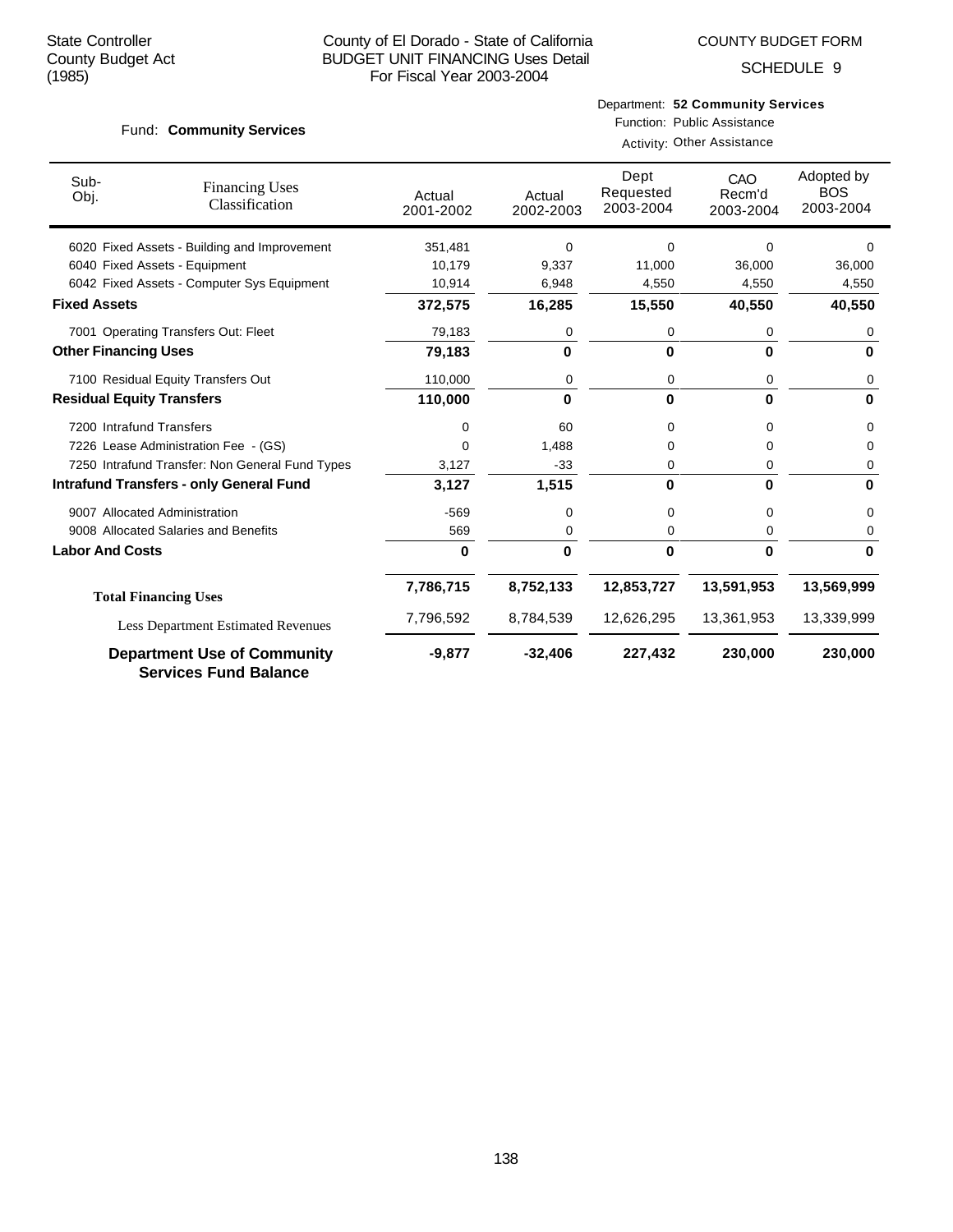State Controller
County Budget Act
(1985)

County of El Dorado - State of California
BUDGET UNIT FINANCING Uses Detail
For Fiscal Year 2003-2004

COUNTY BUDGET FORM
SCHEDULE 9

Fund: **Community Services**

Department: **52 Community Services**
Function: Public Assistance
Activity: Other Assistance

| Sub-Obj. | Financing Uses Classification | Actual 2001-2002 | Actual 2002-2003 | Dept Requested 2003-2004 | CAO Recm'd 2003-2004 | Adopted by BOS 2003-2004 |
|---|---|---|---|---|---|---|
| 6020 | Fixed Assets - Building and Improvement | 351,481 | 0 | 0 | 0 | 0 |
| 6040 | Fixed Assets - Equipment | 10,179 | 9,337 | 11,000 | 36,000 | 36,000 |
| 6042 | Fixed Assets - Computer Sys Equipment | 10,914 | 6,948 | 4,550 | 4,550 | 4,550 |
| **Fixed Assets** | | **372,575** | **16,285** | **15,550** | **40,550** | **40,550** |
| 7001 | Operating Transfers Out: Fleet | 79,183 | 0 | 0 | 0 | 0 |
| **Other Financing Uses** | | **79,183** | **0** | **0** | **0** | **0** |
| 7100 | Residual Equity Transfers Out | 110,000 | 0 | 0 | 0 | 0 |
| **Residual Equity Transfers** | | **110,000** | **0** | **0** | **0** | **0** |
| 7200 | Intrafund Transfers | 0 | 60 | 0 | 0 | 0 |
| 7226 | Lease Administration Fee - (GS) | 0 | 1,488 | 0 | 0 | 0 |
| 7250 | Intrafund Transfer: Non General Fund Types | 3,127 | -33 | 0 | 0 | 0 |
| **Intrafund Transfers - only General Fund** | | **3,127** | **1,515** | **0** | **0** | **0** |
| 9007 | Allocated Administration | -569 | 0 | 0 | 0 | 0 |
| 9008 | Allocated Salaries and Benefits | 569 | 0 | 0 | 0 | 0 |
| **Labor And Costs** | | **0** | **0** | **0** | **0** | **0** |
| **Total Financing Uses** | | **7,786,715** | **8,752,133** | **12,853,727** | **13,591,953** | **13,569,999** |
| Less Department Estimated Revenues | | 7,796,592 | 8,784,539 | 12,626,295 | 13,361,953 | 13,339,999 |
| **Department Use of Community Services Fund Balance** | | **-9,877** | **-32,406** | **227,432** | **230,000** | **230,000** |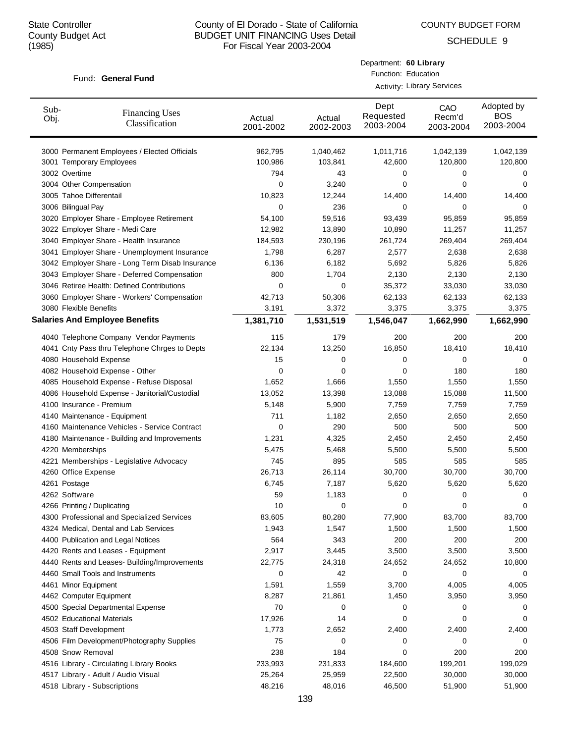State Controller
County Budget Act
(1985)

County of El Dorado - State of California
BUDGET UNIT FINANCING Uses Detail
For Fiscal Year 2003-2004

COUNTY BUDGET FORM
SCHEDULE 9

Fund: **General Fund**

Department: **60 Library**
Function: Education
Activity: Library Services

| Sub-Obj. | Financing Uses Classification | Actual 2001-2002 | Actual 2002-2003 | Dept Requested 2003-2004 | CAO Recm'd 2003-2004 | Adopted by BOS 2003-2004 |
|---|---|---|---|---|---|---|
| 3000 | Permanent Employees / Elected Officials | 962,795 | 1,040,462 | 1,011,716 | 1,042,139 | 1,042,139 |
| 3001 | Temporary Employees | 100,986 | 103,841 | 42,600 | 120,800 | 120,800 |
| 3002 | Overtime | 794 | 43 | 0 | 0 | 0 |
| 3004 | Other Compensation | 0 | 3,240 | 0 | 0 | 0 |
| 3005 | Tahoe Differentail | 10,823 | 12,244 | 14,400 | 14,400 | 14,400 |
| 3006 | Bilingual Pay | 0 | 236 | 0 | 0 | 0 |
| 3020 | Employer Share - Employee Retirement | 54,100 | 59,516 | 93,439 | 95,859 | 95,859 |
| 3022 | Employer Share - Medi Care | 12,982 | 13,890 | 10,890 | 11,257 | 11,257 |
| 3040 | Employer Share - Health Insurance | 184,593 | 230,196 | 261,724 | 269,404 | 269,404 |
| 3041 | Employer Share - Unemployment Insurance | 1,798 | 6,287 | 2,577 | 2,638 | 2,638 |
| 3042 | Employer Share - Long Term Disab Insurance | 6,136 | 6,182 | 5,692 | 5,826 | 5,826 |
| 3043 | Employer Share - Deferred Compensation | 800 | 1,704 | 2,130 | 2,130 | 2,130 |
| 3046 | Retiree Health: Defined Contributions | 0 | 0 | 35,372 | 33,030 | 33,030 |
| 3060 | Employer Share - Workers' Compensation | 42,713 | 50,306 | 62,133 | 62,133 | 62,133 |
| 3080 | Flexible Benefits | 3,191 | 3,372 | 3,375 | 3,375 | 3,375 |
| **Salaries And Employee Benefits** | | **1,381,710** | **1,531,519** | **1,546,047** | **1,662,990** | **1,662,990** |
| 4040 | Telephone Company Vendor Payments | 115 | 179 | 200 | 200 | 200 |
| 4041 | Cnty Pass thru Telephone Chrges to Depts | 22,134 | 13,250 | 16,850 | 18,410 | 18,410 |
| 4080 | Household Expense | 15 | 0 | 0 | 0 | 0 |
| 4082 | Household Expense - Other | 0 | 0 | 0 | 180 | 180 |
| 4085 | Household Expense - Refuse Disposal | 1,652 | 1,666 | 1,550 | 1,550 | 1,550 |
| 4086 | Household Expense - Janitorial/Custodial | 13,052 | 13,398 | 13,088 | 15,088 | 11,500 |
| 4100 | Insurance - Premium | 5,148 | 5,900 | 7,759 | 7,759 | 7,759 |
| 4140 | Maintenance - Equipment | 711 | 1,182 | 2,650 | 2,650 | 2,650 |
| 4160 | Maintenance Vehicles - Service Contract | 0 | 290 | 500 | 500 | 500 |
| 4180 | Maintenance - Building and Improvements | 1,231 | 4,325 | 2,450 | 2,450 | 2,450 |
| 4220 | Memberships | 5,475 | 5,468 | 5,500 | 5,500 | 5,500 |
| 4221 | Memberships - Legislative Advocacy | 745 | 895 | 585 | 585 | 585 |
| 4260 | Office Expense | 26,713 | 26,114 | 30,700 | 30,700 | 30,700 |
| 4261 | Postage | 6,745 | 7,187 | 5,620 | 5,620 | 5,620 |
| 4262 | Software | 59 | 1,183 | 0 | 0 | 0 |
| 4266 | Printing / Duplicating | 10 | 0 | 0 | 0 | 0 |
| 4300 | Professional and Specialized Services | 83,605 | 80,280 | 77,900 | 83,700 | 83,700 |
| 4324 | Medical, Dental and Lab Services | 1,943 | 1,547 | 1,500 | 1,500 | 1,500 |
| 4400 | Publication and Legal Notices | 564 | 343 | 200 | 200 | 200 |
| 4420 | Rents and Leases - Equipment | 2,917 | 3,445 | 3,500 | 3,500 | 3,500 |
| 4440 | Rents and Leases- Building/Improvements | 22,775 | 24,318 | 24,652 | 24,652 | 10,800 |
| 4460 | Small Tools and Instruments | 0 | 42 | 0 | 0 | 0 |
| 4461 | Minor Equipment | 1,591 | 1,559 | 3,700 | 4,005 | 4,005 |
| 4462 | Computer Equipment | 8,287 | 21,861 | 1,450 | 3,950 | 3,950 |
| 4500 | Special Departmental Expense | 70 | 0 | 0 | 0 | 0 |
| 4502 | Educational Materials | 17,926 | 14 | 0 | 0 | 0 |
| 4503 | Staff Development | 1,773 | 2,652 | 2,400 | 2,400 | 2,400 |
| 4506 | Film Development/Photography Supplies | 75 | 0 | 0 | 0 | 0 |
| 4508 | Snow Removal | 238 | 184 | 0 | 200 | 200 |
| 4516 | Library - Circulating Library Books | 233,993 | 231,833 | 184,600 | 199,201 | 199,029 |
| 4517 | Library - Adult / Audio Visual | 25,264 | 25,959 | 22,500 | 30,000 | 30,000 |
| 4518 | Library - Subscriptions | 48,216 | 48,016 | 46,500 | 51,900 | 51,900 |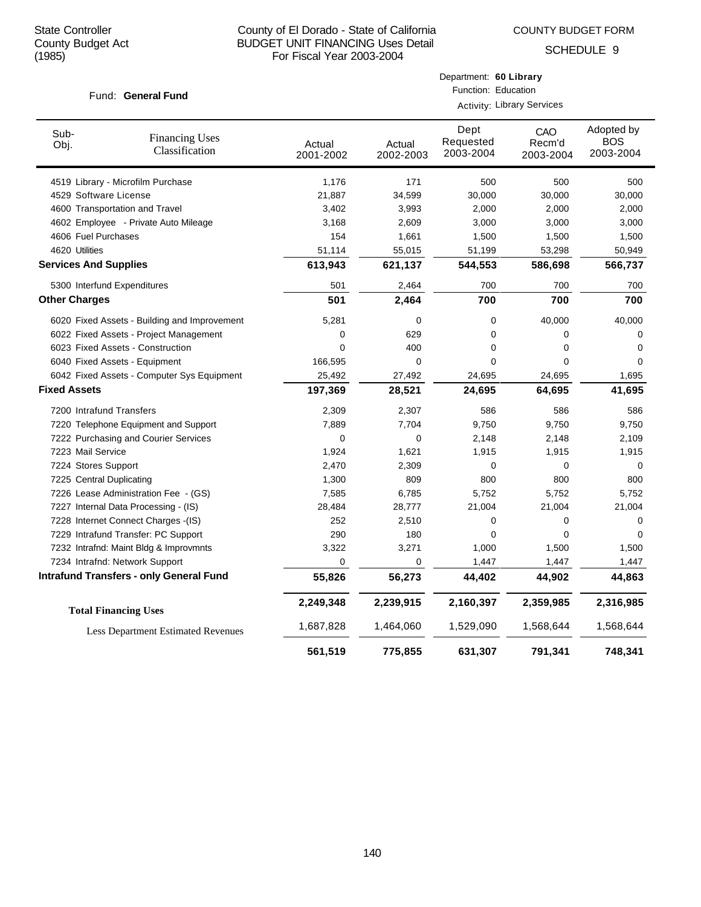State Controller
County Budget Act
(1985)

# County of El Dorado - State of California
## BUDGET UNIT FINANCING Uses Detail
For Fiscal Year 2003-2004

COUNTY BUDGET FORM
SCHEDULE 9

Fund: **General Fund**

Department: **60 Library**
Function: Education
Activity: Library Services

| Sub-Obj. | Financing Uses Classification | Actual 2001-2002 | Actual 2002-2003 | Dept Requested 2003-2004 | CAO Recm'd 2003-2004 | Adopted by BOS 2003-2004 |
|---|---|---|---|---|---|---|
| 4519 | Library - Microfilm Purchase | 1,176 | 171 | 500 | 500 | 500 |
| 4529 | Software License | 21,887 | 34,599 | 30,000 | 30,000 | 30,000 |
| 4600 | Transportation and Travel | 3,402 | 3,993 | 2,000 | 2,000 | 2,000 |
| 4602 | Employee - Private Auto Mileage | 3,168 | 2,609 | 3,000 | 3,000 | 3,000 |
| 4606 | Fuel Purchases | 154 | 1,661 | 1,500 | 1,500 | 1,500 |
| 4620 | Utilities | 51,114 | 55,015 | 51,199 | 53,298 | 50,949 |
| **Services And Supplies** | | **613,943** | **621,137** | **544,553** | **586,698** | **566,737** |
| 5300 | Interfund Expenditures | 501 | 2,464 | 700 | 700 | 700 |
| **Other Charges** | | **501** | **2,464** | **700** | **700** | **700** |
| 6020 | Fixed Assets - Building and Improvement | 5,281 | 0 | 0 | 40,000 | 40,000 |
| 6022 | Fixed Assets - Project Management | 0 | 629 | 0 | 0 | 0 |
| 6023 | Fixed Assets - Construction | 0 | 400 | 0 | 0 | 0 |
| 6040 | Fixed Assets - Equipment | 166,595 | 0 | 0 | 0 | 0 |
| 6042 | Fixed Assets - Computer Sys Equipment | 25,492 | 27,492 | 24,695 | 24,695 | 1,695 |
| **Fixed Assets** | | **197,369** | **28,521** | **24,695** | **64,695** | **41,695** |
| 7200 | Intrafund Transfers | 2,309 | 2,307 | 586 | 586 | 586 |
| 7220 | Telephone Equipment and Support | 7,889 | 7,704 | 9,750 | 9,750 | 9,750 |
| 7222 | Purchasing and Courier Services | 0 | 0 | 2,148 | 2,148 | 2,109 |
| 7223 | Mail Service | 1,924 | 1,621 | 1,915 | 1,915 | 1,915 |
| 7224 | Stores Support | 2,470 | 2,309 | 0 | 0 | 0 |
| 7225 | Central Duplicating | 1,300 | 809 | 800 | 800 | 800 |
| 7226 | Lease Administration Fee - (GS) | 7,585 | 6,785 | 5,752 | 5,752 | 5,752 |
| 7227 | Internal Data Processing - (IS) | 28,484 | 28,777 | 21,004 | 21,004 | 21,004 |
| 7228 | Internet Connect Charges -(IS) | 252 | 2,510 | 0 | 0 | 0 |
| 7229 | Intrafund Transfer: PC Support | 290 | 180 | 0 | 0 | 0 |
| 7232 | Intrafnd: Maint Bldg & Improvmnts | 3,322 | 3,271 | 1,000 | 1,500 | 1,500 |
| 7234 | Intrafnd: Network Support | 0 | 0 | 1,447 | 1,447 | 1,447 |
| **Intrafund Transfers - only General Fund** | | **55,826** | **56,273** | **44,402** | **44,902** | **44,863** |
| **Total Financing Uses** | | **2,249,348** | **2,239,915** | **2,160,397** | **2,359,985** | **2,316,985** |
| Less Department Estimated Revenues | | 1,687,828 | 1,464,060 | 1,529,090 | 1,568,644 | 1,568,644 |
| | | **561,519** | **775,855** | **631,307** | **791,341** | **748,341** |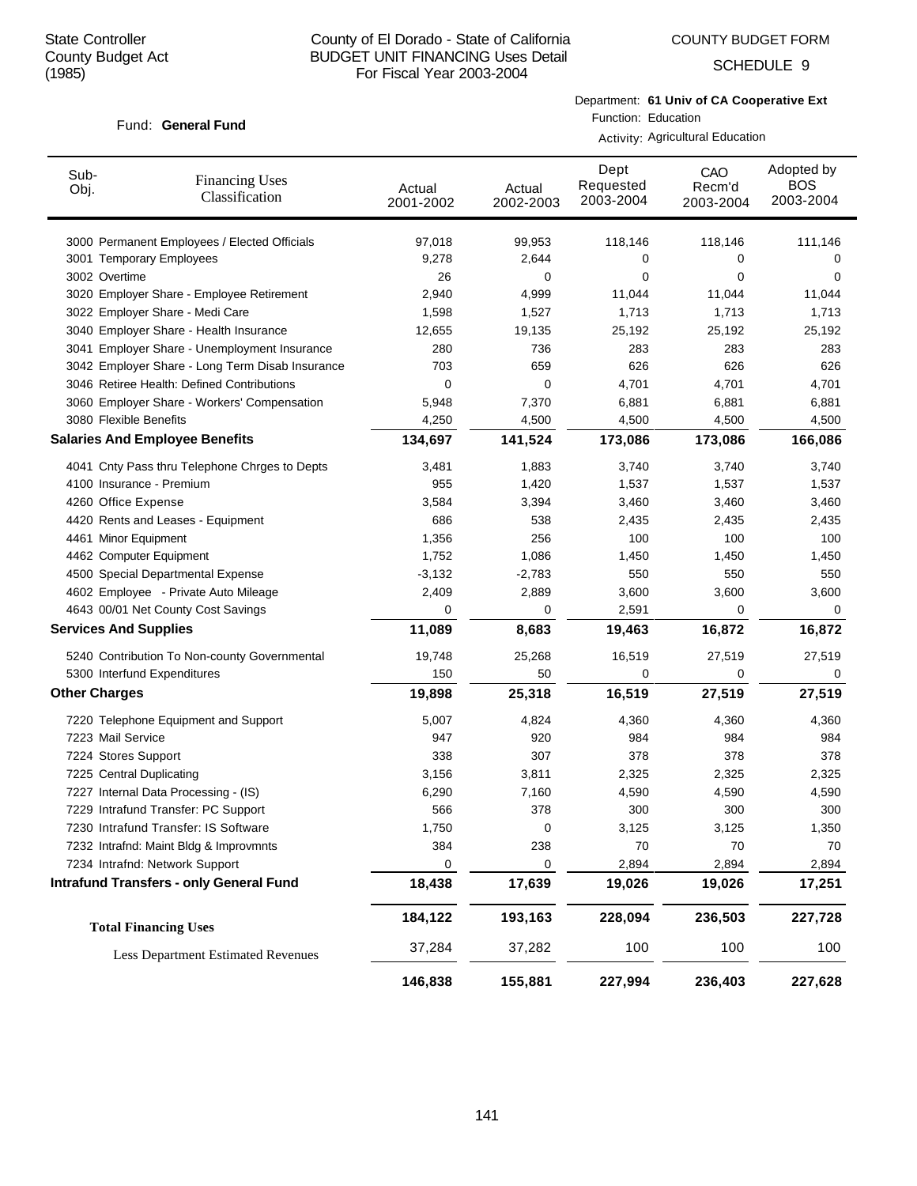State Controller
County Budget Act
(1985)

County of El Dorado - State of California
BUDGET UNIT FINANCING Uses Detail
For Fiscal Year 2003-2004

COUNTY BUDGET FORM
SCHEDULE 9

Fund: **General Fund**

Department: **61 Univ of CA Cooperative Ext**
Function: Education
Activity: Agricultural Education

| Sub-Obj. | Financing Uses Classification | Actual 2001-2002 | Actual 2002-2003 | Dept Requested 2003-2004 | CAO Recm'd 2003-2004 | Adopted by BOS 2003-2004 |
|---|---|---|---|---|---|---|
| 3000 | Permanent Employees / Elected Officials | 97,018 | 99,953 | 118,146 | 118,146 | 111,146 |
| 3001 | Temporary Employees | 9,278 | 2,644 | 0 | 0 | 0 |
| 3002 | Overtime | 26 | 0 | 0 | 0 | 0 |
| 3020 | Employer Share - Employee Retirement | 2,940 | 4,999 | 11,044 | 11,044 | 11,044 |
| 3022 | Employer Share - Medi Care | 1,598 | 1,527 | 1,713 | 1,713 | 1,713 |
| 3040 | Employer Share - Health Insurance | 12,655 | 19,135 | 25,192 | 25,192 | 25,192 |
| 3041 | Employer Share - Unemployment Insurance | 280 | 736 | 283 | 283 | 283 |
| 3042 | Employer Share - Long Term Disab Insurance | 703 | 659 | 626 | 626 | 626 |
| 3046 | Retiree Health: Defined Contributions | 0 | 0 | 4,701 | 4,701 | 4,701 |
| 3060 | Employer Share - Workers' Compensation | 5,948 | 7,370 | 6,881 | 6,881 | 6,881 |
| 3080 | Flexible Benefits | 4,250 | 4,500 | 4,500 | 4,500 | 4,500 |
| **Salaries And Employee Benefits** | | **134,697** | **141,524** | **173,086** | **173,086** | **166,086** |
| 4041 | Cnty Pass thru Telephone Chrges to Depts | 3,481 | 1,883 | 3,740 | 3,740 | 3,740 |
| 4100 | Insurance - Premium | 955 | 1,420 | 1,537 | 1,537 | 1,537 |
| 4260 | Office Expense | 3,584 | 3,394 | 3,460 | 3,460 | 3,460 |
| 4420 | Rents and Leases - Equipment | 686 | 538 | 2,435 | 2,435 | 2,435 |
| 4461 | Minor Equipment | 1,356 | 256 | 100 | 100 | 100 |
| 4462 | Computer Equipment | 1,752 | 1,086 | 1,450 | 1,450 | 1,450 |
| 4500 | Special Departmental Expense | -3,132 | -2,783 | 550 | 550 | 550 |
| 4602 | Employee - Private Auto Mileage | 2,409 | 2,889 | 3,600 | 3,600 | 3,600 |
| 4643 | 00/01 Net County Cost Savings | 0 | 0 | 2,591 | 0 | 0 |
| **Services And Supplies** | | **11,089** | **8,683** | **19,463** | **16,872** | **16,872** |
| 5240 | Contribution To Non-county Governmental | 19,748 | 25,268 | 16,519 | 27,519 | 27,519 |
| 5300 | Interfund Expenditures | 150 | 50 | 0 | 0 | 0 |
| **Other Charges** | | **19,898** | **25,318** | **16,519** | **27,519** | **27,519** |
| 7220 | Telephone Equipment and Support | 5,007 | 4,824 | 4,360 | 4,360 | 4,360 |
| 7223 | Mail Service | 947 | 920 | 984 | 984 | 984 |
| 7224 | Stores Support | 338 | 307 | 378 | 378 | 378 |
| 7225 | Central Duplicating | 3,156 | 3,811 | 2,325 | 2,325 | 2,325 |
| 7227 | Internal Data Processing - (IS) | 6,290 | 7,160 | 4,590 | 4,590 | 4,590 |
| 7229 | Intrafund Transfer: PC Support | 566 | 378 | 300 | 300 | 300 |
| 7230 | Intrafund Transfer: IS Software | 1,750 | 0 | 3,125 | 3,125 | 1,350 |
| 7232 | Intrafnd: Maint Bldg & Improvmnts | 384 | 238 | 70 | 70 | 70 |
| 7234 | Intrafnd: Network Support | 0 | 0 | 2,894 | 2,894 | 2,894 |
| **Intrafund Transfers - only General Fund** | | **18,438** | **17,639** | **19,026** | **19,026** | **17,251** |
| **Total Financing Uses** | | **184,122** | **193,163** | **228,094** | **236,503** | **227,728** |
| Less Department Estimated Revenues | | 37,284 | 37,282 | 100 | 100 | 100 |
| | | **146,838** | **155,881** | **227,994** | **236,403** | **227,628** |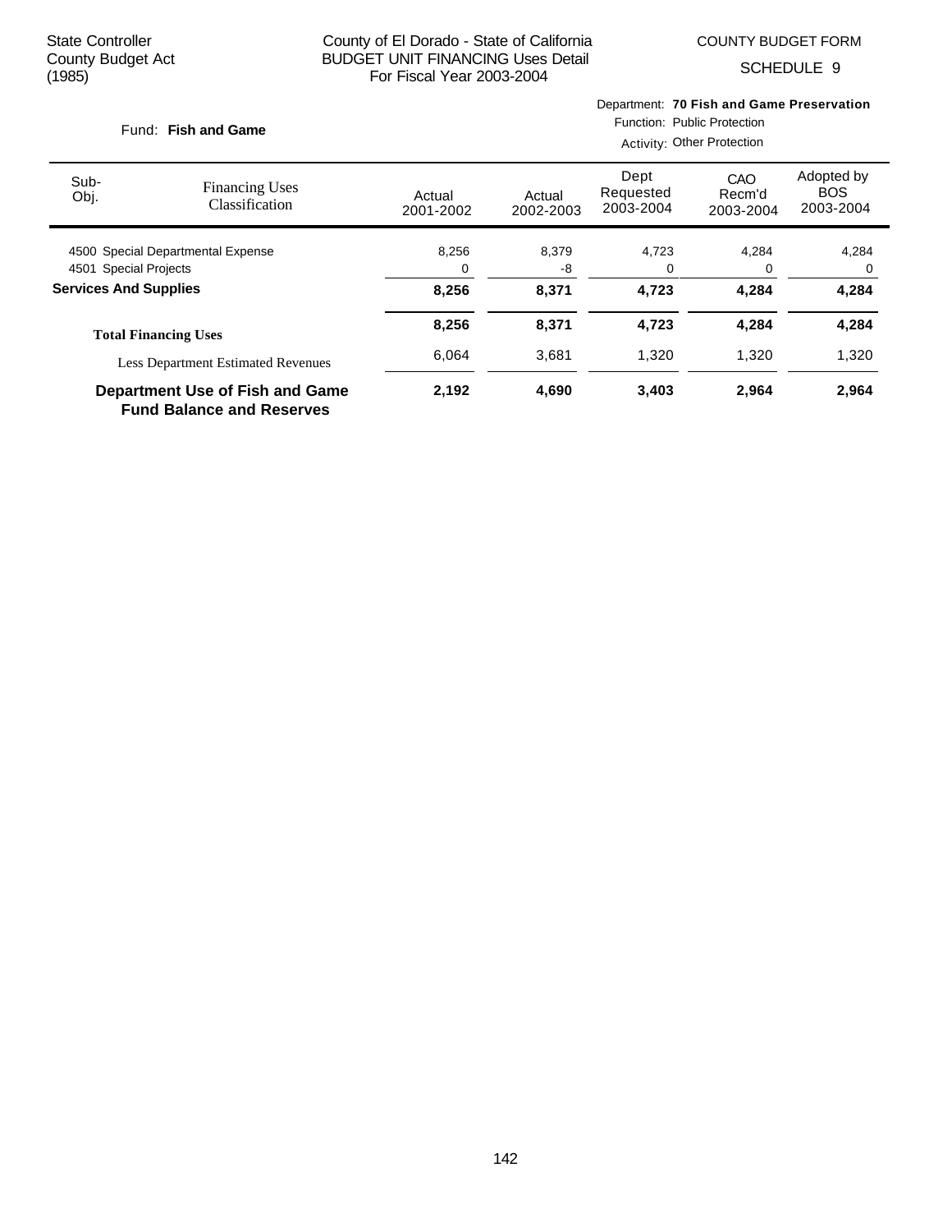State Controller
County Budget Act
(1985)

County of El Dorado - State of California
BUDGET UNIT FINANCING Uses Detail
For Fiscal Year 2003-2004

COUNTY BUDGET FORM

SCHEDULE 9

Fund: **Fish and Game**

Department: **70 Fish and Game Preservation**
Function: Public Protection
Activity: Other Protection

| Sub-Obj. | Financing Uses Classification | Actual 2001-2002 | Actual 2002-2003 | Dept Requested 2003-2004 | CAO Recm'd 2003-2004 | Adopted by BOS 2003-2004 |
|---|---|---|---|---|---|---|
| 4500 | Special Departmental Expense | 8,256 | 8,379 | 4,723 | 4,284 | 4,284 |
| 4501 | Special Projects | 0 | -8 | 0 | 0 | 0 |
| **Services And Supplies** | | **8,256** | **8,371** | **4,723** | **4,284** | **4,284** |
| **Total Financing Uses** | | **8,256** | **8,371** | **4,723** | **4,284** | **4,284** |
| | Less Department Estimated Revenues | 6,064 | 3,681 | 1,320 | 1,320 | 1,320 |
| **Department Use of Fish and Game Fund Balance and Reserves** | | **2,192** | **4,690** | **3,403** | **2,964** | **2,964** |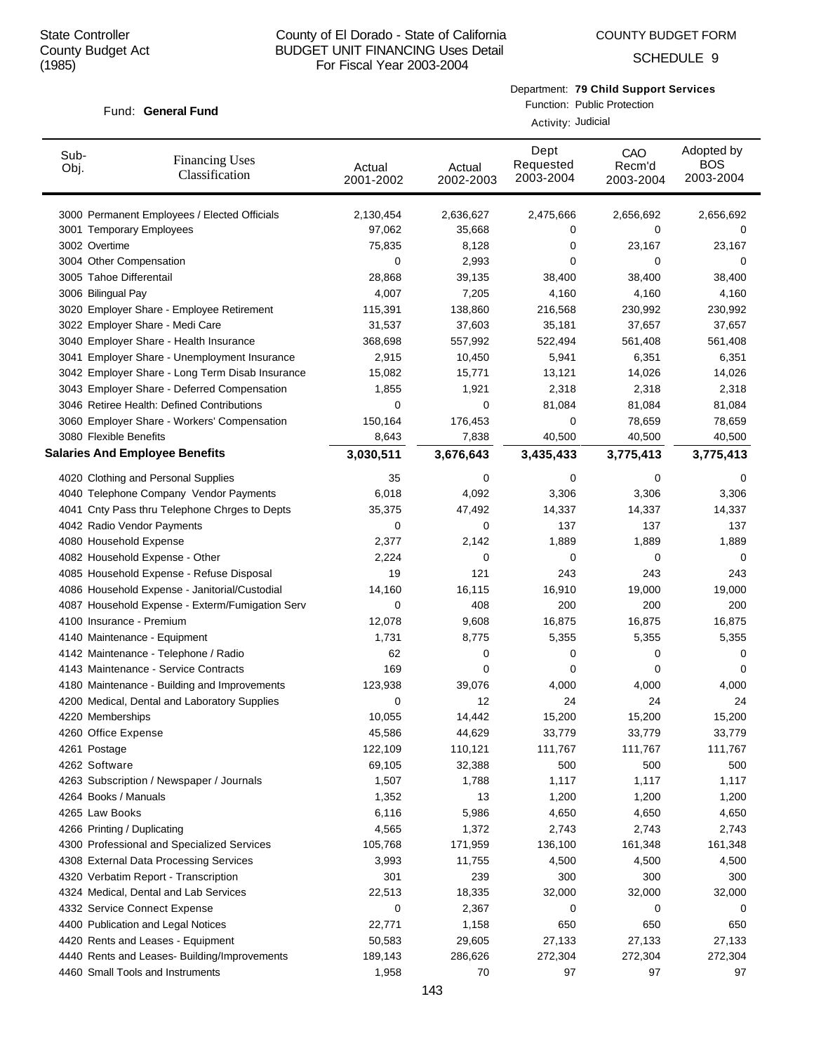State Controller
County Budget Act
(1985)

County of El Dorado - State of California
BUDGET UNIT FINANCING Uses Detail
For Fiscal Year 2003-2004

COUNTY BUDGET FORM

SCHEDULE 9

Fund: **General Fund**

Department: **79 Child Support Services**
Function: Public Protection
Activity: Judicial

| Sub-Obj. | Financing Uses Classification | Actual 2001-2002 | Actual 2002-2003 | Dept Requested 2003-2004 | CAO Recm'd 2003-2004 | Adopted by BOS 2003-2004 |
|---|---|---|---|---|---|---|
| 3000 | Permanent Employees / Elected Officials | 2,130,454 | 2,636,627 | 2,475,666 | 2,656,692 | 2,656,692 |
| 3001 | Temporary Employees | 97,062 | 35,668 | 0 | 0 | 0 |
| 3002 | Overtime | 75,835 | 8,128 | 0 | 23,167 | 23,167 |
| 3004 | Other Compensation | 0 | 2,993 | 0 | 0 | 0 |
| 3005 | Tahoe Differentail | 28,868 | 39,135 | 38,400 | 38,400 | 38,400 |
| 3006 | Bilingual Pay | 4,007 | 7,205 | 4,160 | 4,160 | 4,160 |
| 3020 | Employer Share - Employee Retirement | 115,391 | 138,860 | 216,568 | 230,992 | 230,992 |
| 3022 | Employer Share - Medi Care | 31,537 | 37,603 | 35,181 | 37,657 | 37,657 |
| 3040 | Employer Share - Health Insurance | 368,698 | 557,992 | 522,494 | 561,408 | 561,408 |
| 3041 | Employer Share - Unemployment Insurance | 2,915 | 10,450 | 5,941 | 6,351 | 6,351 |
| 3042 | Employer Share - Long Term Disab Insurance | 15,082 | 15,771 | 13,121 | 14,026 | 14,026 |
| 3043 | Employer Share - Deferred Compensation | 1,855 | 1,921 | 2,318 | 2,318 | 2,318 |
| 3046 | Retiree Health: Defined Contributions | 0 | 0 | 81,084 | 81,084 | 81,084 |
| 3060 | Employer Share - Workers' Compensation | 150,164 | 176,453 | 0 | 78,659 | 78,659 |
| 3080 | Flexible Benefits | 8,643 | 7,838 | 40,500 | 40,500 | 40,500 |
| **Salaries And Employee Benefits** | | **3,030,511** | **3,676,643** | **3,435,433** | **3,775,413** | **3,775,413** |
| 4020 | Clothing and Personal Supplies | 35 | 0 | 0 | 0 | 0 |
| 4040 | Telephone Company Vendor Payments | 6,018 | 4,092 | 3,306 | 3,306 | 3,306 |
| 4041 | Cnty Pass thru Telephone Chrges to Depts | 35,375 | 47,492 | 14,337 | 14,337 | 14,337 |
| 4042 | Radio Vendor Payments | 0 | 0 | 137 | 137 | 137 |
| 4080 | Household Expense | 2,377 | 2,142 | 1,889 | 1,889 | 1,889 |
| 4082 | Household Expense - Other | 2,224 | 0 | 0 | 0 | 0 |
| 4085 | Household Expense - Refuse Disposal | 19 | 121 | 243 | 243 | 243 |
| 4086 | Household Expense - Janitorial/Custodial | 14,160 | 16,115 | 16,910 | 19,000 | 19,000 |
| 4087 | Household Expense - Exterm/Fumigation Serv | 0 | 408 | 200 | 200 | 200 |
| 4100 | Insurance - Premium | 12,078 | 9,608 | 16,875 | 16,875 | 16,875 |
| 4140 | Maintenance - Equipment | 1,731 | 8,775 | 5,355 | 5,355 | 5,355 |
| 4142 | Maintenance - Telephone / Radio | 62 | 0 | 0 | 0 | 0 |
| 4143 | Maintenance - Service Contracts | 169 | 0 | 0 | 0 | 0 |
| 4180 | Maintenance - Building and Improvements | 123,938 | 39,076 | 4,000 | 4,000 | 4,000 |
| 4200 | Medical, Dental and Laboratory Supplies | 0 | 12 | 24 | 24 | 24 |
| 4220 | Memberships | 10,055 | 14,442 | 15,200 | 15,200 | 15,200 |
| 4260 | Office Expense | 45,586 | 44,629 | 33,779 | 33,779 | 33,779 |
| 4261 | Postage | 122,109 | 110,121 | 111,767 | 111,767 | 111,767 |
| 4262 | Software | 69,105 | 32,388 | 500 | 500 | 500 |
| 4263 | Subscription / Newspaper / Journals | 1,507 | 1,788 | 1,117 | 1,117 | 1,117 |
| 4264 | Books / Manuals | 1,352 | 13 | 1,200 | 1,200 | 1,200 |
| 4265 | Law Books | 6,116 | 5,986 | 4,650 | 4,650 | 4,650 |
| 4266 | Printing / Duplicating | 4,565 | 1,372 | 2,743 | 2,743 | 2,743 |
| 4300 | Professional and Specialized Services | 105,768 | 171,959 | 136,100 | 161,348 | 161,348 |
| 4308 | External Data Processing Services | 3,993 | 11,755 | 4,500 | 4,500 | 4,500 |
| 4320 | Verbatim Report - Transcription | 301 | 239 | 300 | 300 | 300 |
| 4324 | Medical, Dental and Lab Services | 22,513 | 18,335 | 32,000 | 32,000 | 32,000 |
| 4332 | Service Connect Expense | 0 | 2,367 | 0 | 0 | 0 |
| 4400 | Publication and Legal Notices | 22,771 | 1,158 | 650 | 650 | 650 |
| 4420 | Rents and Leases - Equipment | 50,583 | 29,605 | 27,133 | 27,133 | 27,133 |
| 4440 | Rents and Leases- Building/Improvements | 189,143 | 286,626 | 272,304 | 272,304 | 272,304 |
| 4460 | Small Tools and Instruments | 1,958 | 70 | 97 | 97 | 97 |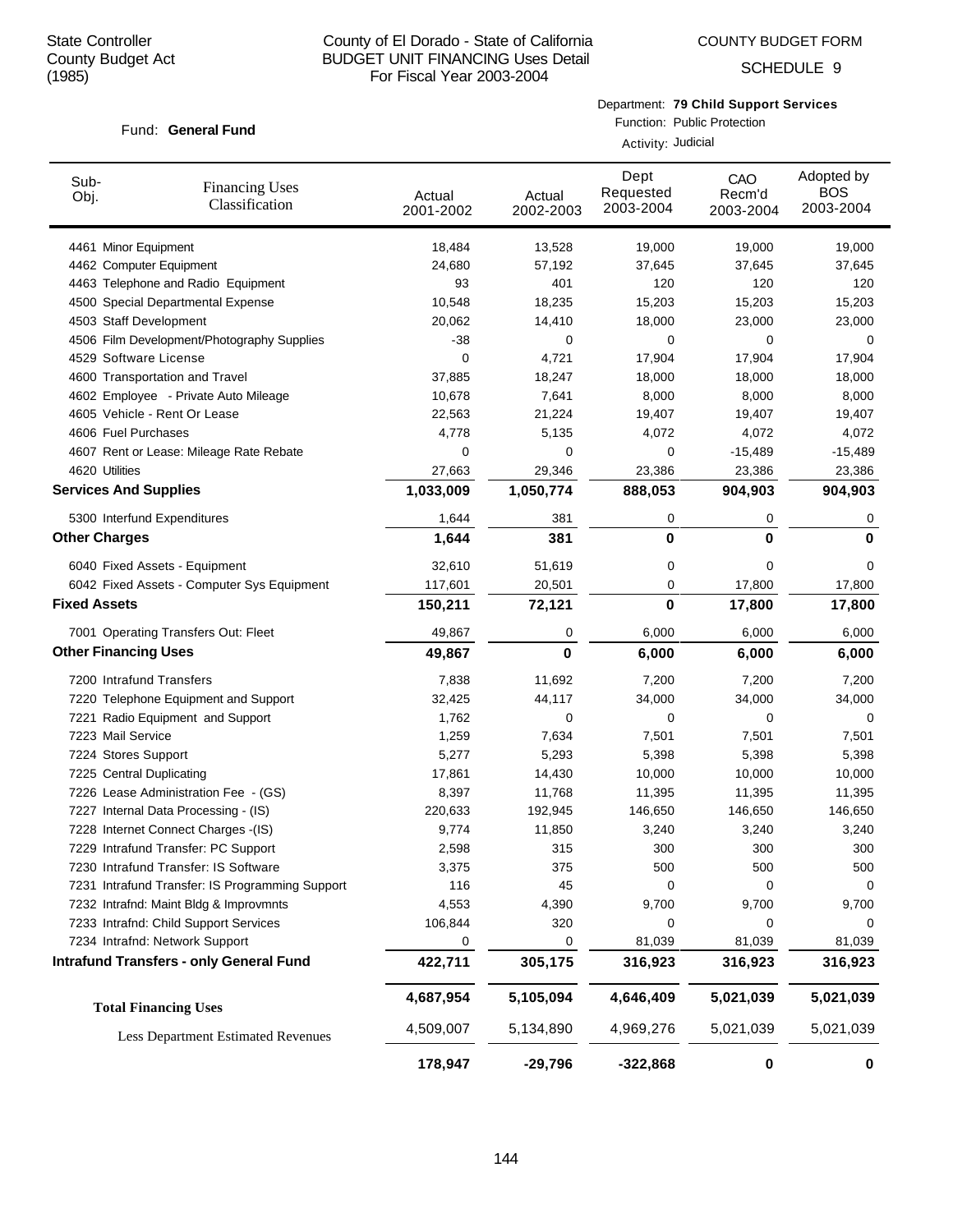State Controller
County Budget Act
(1985)

County of El Dorado - State of California
BUDGET UNIT FINANCING Uses Detail
For Fiscal Year 2003-2004

COUNTY BUDGET FORM

SCHEDULE 9

Fund: **General Fund**

Department: **79 Child Support Services**
Function: Public Protection
Activity: Judicial

| Sub-Obj. | Financing Uses Classification | Actual 2001-2002 | Actual 2002-2003 | Dept Requested 2003-2004 | CAO Recm'd 2003-2004 | Adopted by BOS 2003-2004 |
|---|---|---|---|---|---|---|
| 4461 | Minor Equipment | 18,484 | 13,528 | 19,000 | 19,000 | 19,000 |
| 4462 | Computer Equipment | 24,680 | 57,192 | 37,645 | 37,645 | 37,645 |
| 4463 | Telephone and Radio Equipment | 93 | 401 | 120 | 120 | 120 |
| 4500 | Special Departmental Expense | 10,548 | 18,235 | 15,203 | 15,203 | 15,203 |
| 4503 | Staff Development | 20,062 | 14,410 | 18,000 | 23,000 | 23,000 |
| 4506 | Film Development/Photography Supplies | -38 | 0 | 0 | 0 | 0 |
| 4529 | Software License | 0 | 4,721 | 17,904 | 17,904 | 17,904 |
| 4600 | Transportation and Travel | 37,885 | 18,247 | 18,000 | 18,000 | 18,000 |
| 4602 | Employee - Private Auto Mileage | 10,678 | 7,641 | 8,000 | 8,000 | 8,000 |
| 4605 | Vehicle - Rent Or Lease | 22,563 | 21,224 | 19,407 | 19,407 | 19,407 |
| 4606 | Fuel Purchases | 4,778 | 5,135 | 4,072 | 4,072 | 4,072 |
| 4607 | Rent or Lease: Mileage Rate Rebate | 0 | 0 | 0 | -15,489 | -15,489 |
| 4620 | Utilities | 27,663 | 29,346 | 23,386 | 23,386 | 23,386 |
| **Services And Supplies** | | **1,033,009** | **1,050,774** | **888,053** | **904,903** | **904,903** |
| 5300 | Interfund Expenditures | 1,644 | 381 | 0 | 0 | 0 |
| **Other Charges** | | **1,644** | **381** | **0** | **0** | **0** |
| 6040 | Fixed Assets - Equipment | 32,610 | 51,619 | 0 | 0 | 0 |
| 6042 | Fixed Assets - Computer Sys Equipment | 117,601 | 20,501 | 0 | 17,800 | 17,800 |
| **Fixed Assets** | | **150,211** | **72,121** | **0** | **17,800** | **17,800** |
| 7001 | Operating Transfers Out: Fleet | 49,867 | 0 | 6,000 | 6,000 | 6,000 |
| **Other Financing Uses** | | **49,867** | **0** | **6,000** | **6,000** | **6,000** |
| 7200 | Intrafund Transfers | 7,838 | 11,692 | 7,200 | 7,200 | 7,200 |
| 7220 | Telephone Equipment and Support | 32,425 | 44,117 | 34,000 | 34,000 | 34,000 |
| 7221 | Radio Equipment and Support | 1,762 | 0 | 0 | 0 | 0 |
| 7223 | Mail Service | 1,259 | 7,634 | 7,501 | 7,501 | 7,501 |
| 7224 | Stores Support | 5,277 | 5,293 | 5,398 | 5,398 | 5,398 |
| 7225 | Central Duplicating | 17,861 | 14,430 | 10,000 | 10,000 | 10,000 |
| 7226 | Lease Administration Fee - (GS) | 8,397 | 11,768 | 11,395 | 11,395 | 11,395 |
| 7227 | Internal Data Processing - (IS) | 220,633 | 192,945 | 146,650 | 146,650 | 146,650 |
| 7228 | Internet Connect Charges -(IS) | 9,774 | 11,850 | 3,240 | 3,240 | 3,240 |
| 7229 | Intrafund Transfer: PC Support | 2,598 | 315 | 300 | 300 | 300 |
| 7230 | Intrafund Transfer: IS Software | 3,375 | 375 | 500 | 500 | 500 |
| 7231 | Intrafund Transfer: IS Programming Support | 116 | 45 | 0 | 0 | 0 |
| 7232 | Intrafnd: Maint Bldg & Improvmnts | 4,553 | 4,390 | 9,700 | 9,700 | 9,700 |
| 7233 | Intrafnd: Child Support Services | 106,844 | 320 | 0 | 0 | 0 |
| 7234 | Intrafnd: Network Support | 0 | 0 | 81,039 | 81,039 | 81,039 |
| **Intrafund Transfers - only General Fund** | | **422,711** | **305,175** | **316,923** | **316,923** | **316,923** |
| **Total Financing Uses** | | **4,687,954** | **5,105,094** | **4,646,409** | **5,021,039** | **5,021,039** |
| Less Department Estimated Revenues | | 4,509,007 | 5,134,890 | 4,969,276 | 5,021,039 | 5,021,039 |
| | | **178,947** | **-29,796** | **-322,868** | **0** | **0** |